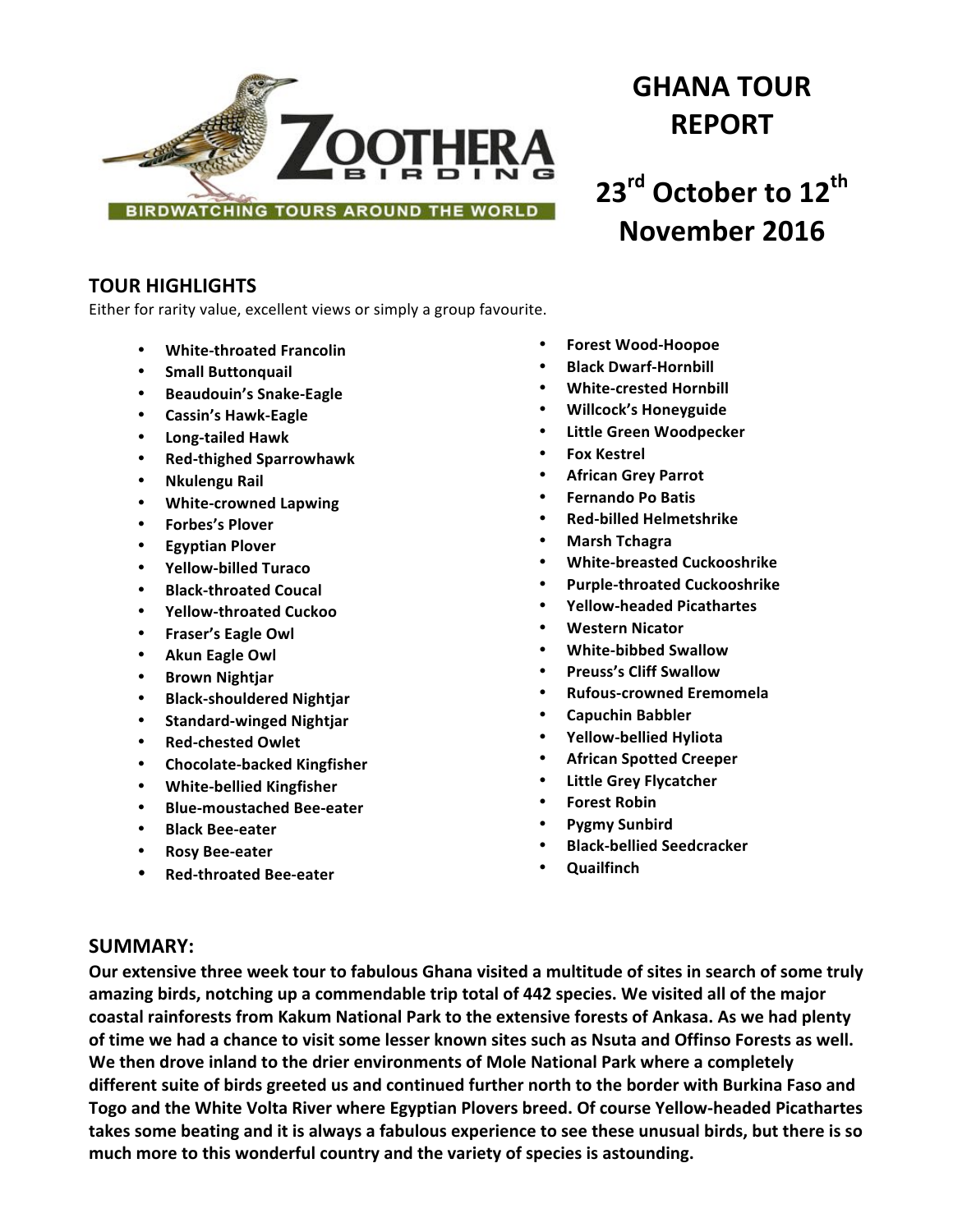# GHANA TOUR REPORT

## 23rd October to 12th November 2016

### TOUR HIGHLIGHTS

Either for rarity value, excellent views or simply a group favourite.

- **White-throated Francolin**
- **Small Buttonquail**
- **Beaudouin's Snake-Eagle**
- **Cassin's Hawk-Eagle**
- **Long-tailed Hawk**
- **Red-thighed Sparrowhawk**
- **Nkulengu Rail**
- **White-crowned Lapwing**
- **Forbes's Plover**
- **Egyptian Plover**
- **Yellow-billed Turaco**
- **Black-throated Coucal**
- **Yellow-throated Cuckoo**
- **Fraser's Eagle Owl**
- **Akun Eagle Owl**
- **Brown Nightjar**
- **Black-shouldered Nightjar**
- **Standard-winged Nightjar**
- **Red-chested Owlet**
- **Chocolate-backed Kingfisher**
- **White-bellied Kingfisher**
- **Blue-moustached Bee-eater**
- **Black Bee-eater**
- **Rosy Bee-eater**
- **Red-throated Bee-eater**
- **Forest Wood-Hoopoe**
- **Black Dwarf-Hornbill**
- **White-crested Hornbill**
- **Willcock's Honeyguide**
- **Little Green Woodpecker**
- **Fox Kestrel**
- **African Grey Parrot**
- **Fernando Po Batis**
- **Red-billed Helmetshrike**
- **Marsh Tchagra**
- **White-breasted Cuckooshrike**
- **Purple-throated Cuckooshrike**
- **Yellow-headed Picathartes**
- **Western Nicator**
- **White-bibbed Swallow**
- **Preuss's Cliff Swallow**
- **Rufous-crowned Eremomela**
- **Capuchin Babbler**
- **Yellow-bellied Hyliota**
- **African Spotted Creeper**
- **Little Grey Flycatcher**
- **Forest Robin**
- **Pygmy Sunbird**
- **Black-bellied Seedcracker**
- **Quailfinch**

### SUMMARY:

**Our extensive three week tour to fabulous Ghana visited a multitude of sites in search of some truly amazing birds, notching up a commendable trip total of 442 species. We visited all of the major coastal rainforests from Kakum National Park to the extensive forests of Ankasa. As we had plenty of time we had a chance to visit some lesser known sites such as Nsuta and Offinso Forests as well. We then drove inland to the drier environments of Mole National Park where a completely different suite of birds greeted us and continued further north to the border with Burkina Faso and Togo and the White Volta River where Egyptian Plovers breed. Of course Yellow-headed Picathartes takes some beating and it is always a fabulous experience to see these unusual birds, but there is so much more to this wonderful country and the variety of species is astounding.**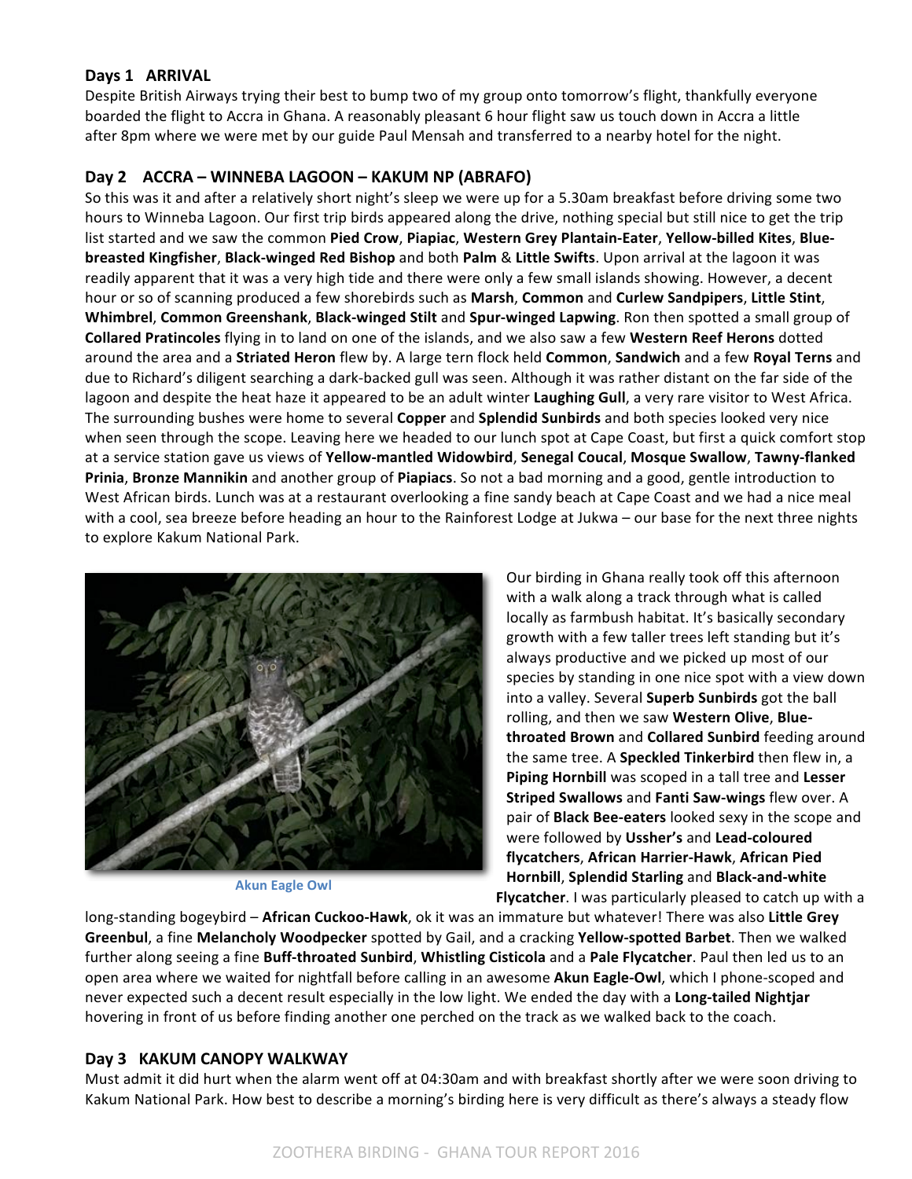### Days 1 ARRIVAL

Despite British Airways trying their best to bump two of my group onto tomorrow's flight, thankfully everyone boarded the flight to Accra in Ghana. A reasonably pleasant 6 hour flight saw us touch down in Accra a little after 8pm where we were met by our guide Paul Mensah and transferred to a nearby hotel for the night.

### Day 2 ACCRA – WINNEBA LAGOON – KAKUM NP (ABRAFO)

So this was it and after a relatively short night's sleep we were up for a 5.30am breakfast before driving some two hours to Winneba Lagoon. Our first trip birds appeared along the drive, nothing special but still nice to get the trip list started and we saw the common **Pied Crow**, **Piapiac**, **Western Grey Plantain-Eater**, **Yellow-billed Kites**, **Blue-breasted Kingfisher**, **Black-winged Red Bishop** and both **Palm** & **Little Swifts**. Upon arrival at the lagoon it was readily apparent that it was a very high tide and there were only a few small islands showing. However, a decent hour or so of scanning produced a few shorebirds such as **Marsh**, **Common** and **Curlew Sandpipers**, **Little Stint**, **Whimbrel**, **Common Greenshank**, **Black-winged Stilt** and **Spur-winged Lapwing**. Ron then spotted a small group of **Collared Pratincoles** flying in to land on one of the islands, and we also saw a few **Western Reef Herons** dotted around the area and a **Striated Heron** flew by. A large tern flock held **Common**, **Sandwich** and a few **Royal Terns** and due to Richard's diligent searching a dark-backed gull was seen. Although it was rather distant on the far side of the lagoon and despite the heat haze it appeared to be an adult winter **Laughing Gull**, a very rare visitor to West Africa. The surrounding bushes were home to several **Copper** and **Splendid Sunbirds** and both species looked very nice when seen through the scope. Leaving here we headed to our lunch spot at Cape Coast, but first a quick comfort stop at a service station gave us views of **Yellow-mantled Widowbird**, **Senegal Coucal**, **Mosque Swallow**, **Tawny-flanked Prinia**, **Bronze Mannikin** and another group of **Piapiacs**. So not a bad morning and a good, gentle introduction to West African birds. Lunch was at a restaurant overlooking a fine sandy beach at Cape Coast and we had a nice meal with a cool, sea breeze before heading an hour to the Rainforest Lodge at Jukwa – our base for the next three nights to explore Kakum National Park.

Akun Eagle Owl

Our birding in Ghana really took off this afternoon with a walk along a track through what is called locally as farmbush habitat. It's basically secondary growth with a few taller trees left standing but it's always productive and we picked up most of our species by standing in one nice spot with a view down into a valley. Several **Superb Sunbirds** got the ball rolling, and then we saw **Western Olive**, **Blue-throated Brown** and **Collared Sunbird** feeding around the same tree. A **Speckled Tinkerbird** then flew in, a **Piping Hornbill** was scoped in a tall tree and **Lesser Striped Swallows** and **Fanti Saw-wings** flew over. A pair of **Black Bee-eaters** looked sexy in the scope and were followed by **Ussher's** and **Lead-coloured flycatchers**, **African Harrier-Hawk**, **African Pied Hornbill**, **Splendid Starling** and **Black-and-white Flycatcher**. I was particularly pleased to catch up with a long-standing bogeybird – **African Cuckoo-Hawk**, ok it was an immature but whatever! There was also **Little Grey Greenbul**, a fine **Melancholy Woodpecker** spotted by Gail, and a cracking **Yellow-spotted Barbet**. Then we walked further along seeing a fine **Buff-throated Sunbird**, **Whistling Cisticola** and a **Pale Flycatcher**. Paul then led us to an open area where we waited for nightfall before calling in an awesome **Akun Eagle-Owl**, which I phone-scoped and never expected such a decent result especially in the low light. We ended the day with a **Long-tailed Nightjar** hovering in front of us before finding another one perched on the track as we walked back to the coach.

### Day 3 KAKUM CANOPY WALKWAY

Must admit it did hurt when the alarm went off at 04:30am and with breakfast shortly after we were soon driving to Kakum National Park. How best to describe a morning's birding here is very difficult as there's always a steady flow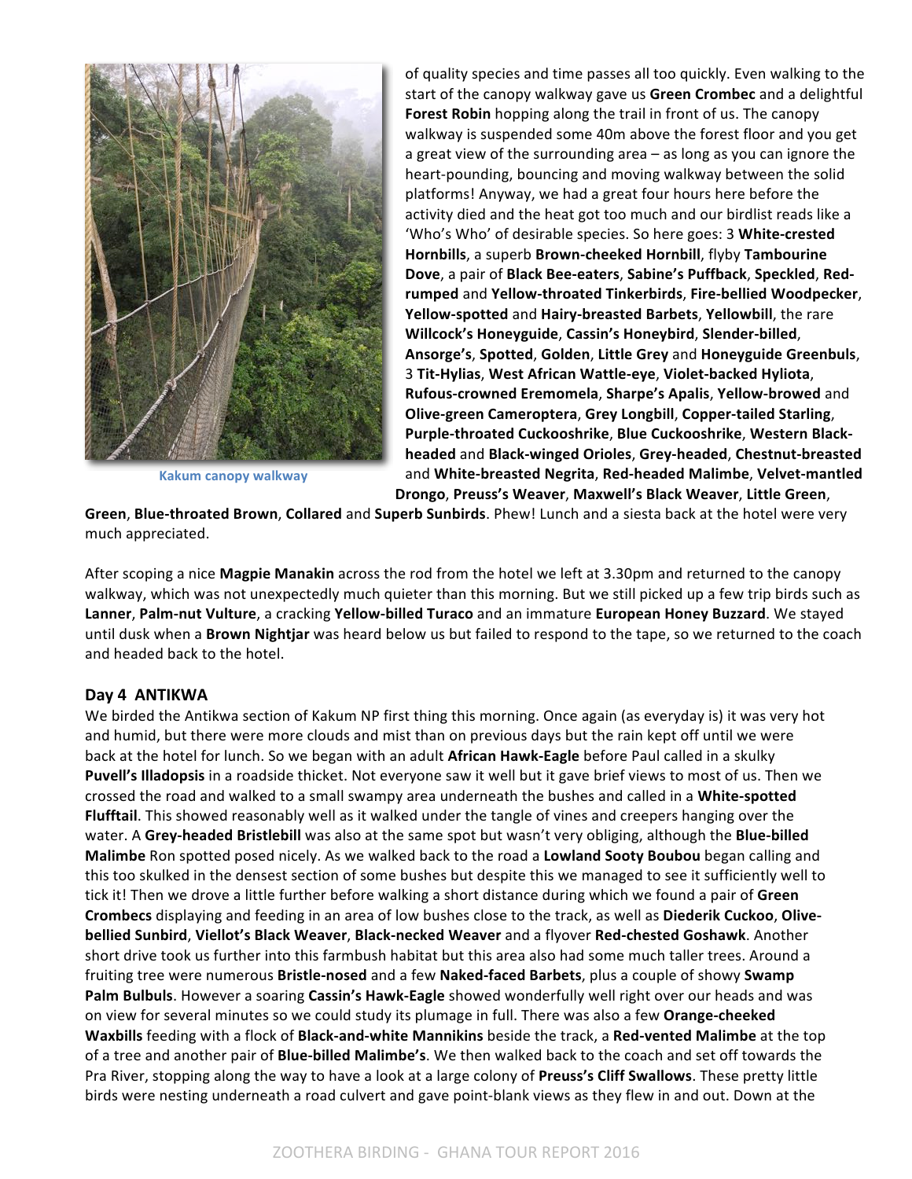of quality species and time passes all too quickly. Even walking to the start of the canopy walkway gave us **Green Crombec** and a delightful **Forest Robin** hopping along the trail in front of us. The canopy walkway is suspended some 40m above the forest floor and you get a great view of the surrounding area – as long as you can ignore the heart-pounding, bouncing and moving walkway between the solid platforms! Anyway, we had a great four hours here before the activity died and the heat got too much and our birdlist reads like a 'Who's Who' of desirable species. So here goes: 3 **White-crested Hornbills**, a superb **Brown-cheeked Hornbill**, flyby **Tambourine Dove**, a pair of **Black Bee-eaters**, **Sabine's Puffback**, **Speckled**, **Red-rumped** and **Yellow-throated Tinkerbirds**, **Fire-bellied Woodpecker**, **Yellow-spotted** and **Hairy-breasted Barbets**, **Yellowbill**, the rare **Willcock's Honeyguide**, **Cassin's Honeybird**, **Slender-billed**, **Ansorge's**, **Spotted**, **Golden**, **Little Grey** and **Honeyguide Greenbuls**, 3 **Tit-Hylias**, **West African Wattle-eye**, **Violet-backed Hyliota**, **Rufous-crowned Eremomela**, **Sharpe's Apalis**, **Yellow-browed** and **Olive-green Cameroptera**, **Grey Longbill**, **Copper-tailed Starling**, **Purple-throated Cuckooshrike**, **Blue Cuckooshrike**, **Western Black-headed** and **Black-winged Orioles**, **Grey-headed**, **Chestnut-breasted** and **White-breasted Negrita**, **Red-headed Malimbe**, **Velvet-mantled Drongo**, **Preuss's Weaver**, **Maxwell's Black Weaver**, **Little Green**, **Green**, **Blue-throated Brown**, **Collared** and **Superb Sunbirds**. Phew! Lunch and a siesta back at the hotel were very much appreciated.

Kakum canopy walkway

After scoping a nice **Magpie Manakin** across the rod from the hotel we left at 3.30pm and returned to the canopy walkway, which was not unexpectedly much quieter than this morning. But we still picked up a few trip birds such as **Lanner**, **Palm-nut Vulture**, a cracking **Yellow-billed Turaco** and an immature **European Honey Buzzard**. We stayed until dusk when a **Brown Nightjar** was heard below us but failed to respond to the tape, so we returned to the coach and headed back to the hotel.

### Day 4 ANTIKWA

We birded the Antikwa section of Kakum NP first thing this morning. Once again (as everyday is) it was very hot and humid, but there were more clouds and mist than on previous days but the rain kept off until we were back at the hotel for lunch. So we began with an adult **African Hawk-Eagle** before Paul called in a skulky **Puvell's Illadopsis** in a roadside thicket. Not everyone saw it well but it gave brief views to most of us. Then we crossed the road and walked to a small swampy area underneath the bushes and called in a **White-spotted Flufftail**. This showed reasonably well as it walked under the tangle of vines and creepers hanging over the water. A **Grey-headed Bristlebill** was also at the same spot but wasn't very obliging, although the **Blue-billed Malimbe** Ron spotted posed nicely. As we walked back to the road a **Lowland Sooty Boubou** began calling and this too skulked in the densest section of some bushes but despite this we managed to see it sufficiently well to tick it! Then we drove a little further before walking a short distance during which we found a pair of **Green Crombecs** displaying and feeding in an area of low bushes close to the track, as well as **Diederik Cuckoo**, **Olive-bellied Sunbird**, **Viellot's Black Weaver**, **Black-necked Weaver** and a flyover **Red-chested Goshawk**. Another short drive took us further into this farmbush habitat but this area also had some much taller trees. Around a fruiting tree were numerous **Bristle-nosed** and a few **Naked-faced Barbets**, plus a couple of showy **Swamp Palm Bulbuls**. However a soaring **Cassin's Hawk-Eagle** showed wonderfully well right over our heads and was on view for several minutes so we could study its plumage in full. There was also a few **Orange-cheeked Waxbills** feeding with a flock of **Black-and-white Mannikins** beside the track, a **Red-vented Malimbe** at the top of a tree and another pair of **Blue-billed Malimbe's**. We then walked back to the coach and set off towards the Pra River, stopping along the way to have a look at a large colony of **Preuss's Cliff Swallows**. These pretty little birds were nesting underneath a road culvert and gave point-blank views as they flew in and out. Down at the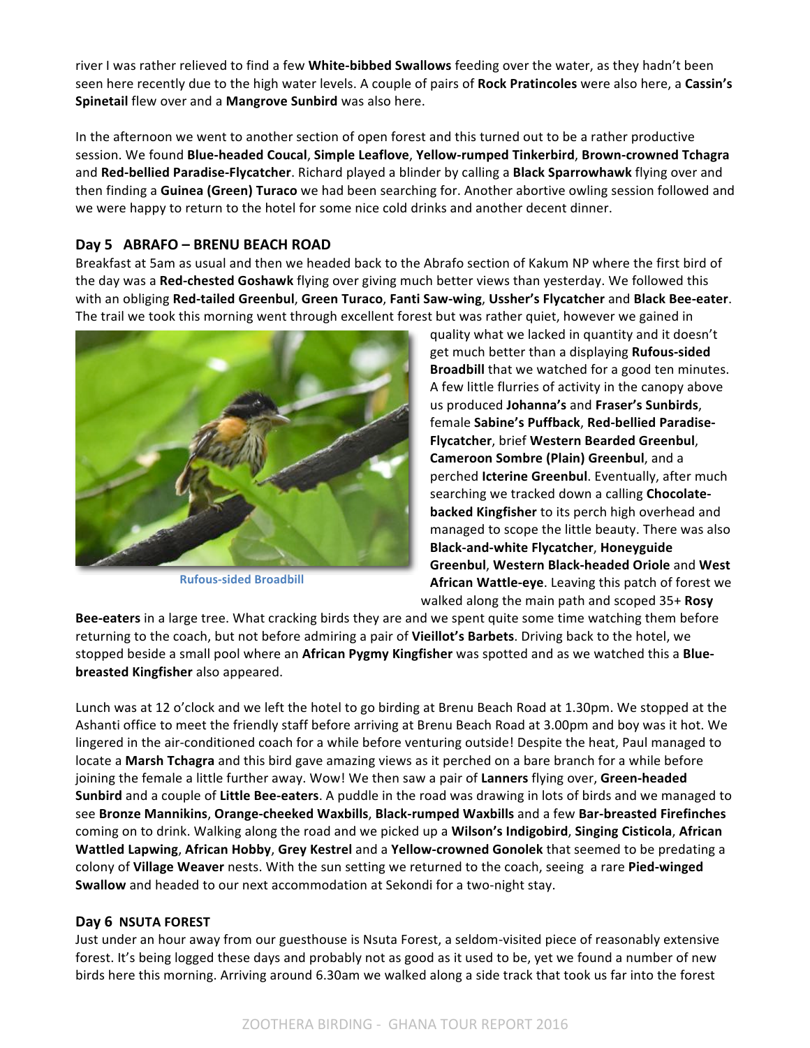river I was rather relieved to find a few **White-bibbed Swallows** feeding over the water, as they hadn't been seen here recently due to the high water levels. A couple of pairs of **Rock Pratincoles** were also here, a **Cassin's Spinetail** flew over and a **Mangrove Sunbird** was also here.

In the afternoon we went to another section of open forest and this turned out to be a rather productive session. We found **Blue-headed Coucal**, **Simple Leaflove**, **Yellow-rumped Tinkerbird**, **Brown-crowned Tchagra** and **Red-bellied Paradise-Flycatcher**. Richard played a blinder by calling a **Black Sparrowhawk** flying over and then finding a **Guinea (Green) Turaco** we had been searching for. Another abortive owling session followed and we were happy to return to the hotel for some nice cold drinks and another decent dinner.

## Day 5 ABRAFO – BRENU BEACH ROAD

Breakfast at 5am as usual and then we headed back to the Abrafo section of Kakum NP where the first bird of the day was a **Red-chested Goshawk** flying over giving much better views than yesterday. We followed this with an obliging **Red-tailed Greenbul**, **Green Turaco**, **Fanti Saw-wing**, **Ussher's Flycatcher** and **Black Bee-eater**. The trail we took this morning went through excellent forest but was rather quiet, however we gained in quality what we lacked in quantity and it doesn't get much better than a displaying **Rufous-sided Broadbill** that we watched for a good ten minutes. A few little flurries of activity in the canopy above us produced **Johanna's** and **Fraser's Sunbirds**, female **Sabine's Puffback**, **Red-bellied Paradise-Flycatcher**, brief **Western Bearded Greenbul**, **Cameroon Sombre (Plain) Greenbul**, and a perched **Icterine Greenbul**. Eventually, after much searching we tracked down a calling **Chocolate-backed Kingfisher** to its perch high overhead and managed to scope the little beauty. There was also **Black-and-white Flycatcher**, **Honeyguide Greenbul**, **Western Black-headed Oriole** and **West African Wattle-eye**. Leaving this patch of forest we walked along the main path and scoped 35+ **Rosy Bee-eaters** in a large tree. What cracking birds they are and we spent quite some time watching them before returning to the coach, but not before admiring a pair of **Vieillot's Barbets**. Driving back to the hotel, we stopped beside a small pool where an **African Pygmy Kingfisher** was spotted and as we watched this a **Blue-breasted Kingfisher** also appeared.

Rufous-sided Broadbill

Lunch was at 12 o'clock and we left the hotel to go birding at Brenu Beach Road at 1.30pm. We stopped at the Ashanti office to meet the friendly staff before arriving at Brenu Beach Road at 3.00pm and boy was it hot. We lingered in the air-conditioned coach for a while before venturing outside! Despite the heat, Paul managed to locate a **Marsh Tchagra** and this bird gave amazing views as it perched on a bare branch for a while before joining the female a little further away. Wow! We then saw a pair of **Lanners** flying over, **Green-headed Sunbird** and a couple of **Little Bee-eaters**. A puddle in the road was drawing in lots of birds and we managed to see **Bronze Mannikins**, **Orange-cheeked Waxbills**, **Black-rumped Waxbills** and a few **Bar-breasted Firefinches** coming on to drink. Walking along the road and we picked up a **Wilson's Indigobird**, **Singing Cisticola**, **African Wattled Lapwing**, **African Hobby**, **Grey Kestrel** and a **Yellow-crowned Gonolek** that seemed to be predating a colony of **Village Weaver** nests. With the sun setting we returned to the coach, seeing a rare **Pied-winged Swallow** and headed to our next accommodation at Sekondi for a two-night stay.

## Day 6 NSUTA FOREST

Just under an hour away from our guesthouse is Nsuta Forest, a seldom-visited piece of reasonably extensive forest. It's being logged these days and probably not as good as it used to be, yet we found a number of new birds here this morning. Arriving around 6.30am we walked along a side track that took us far into the forest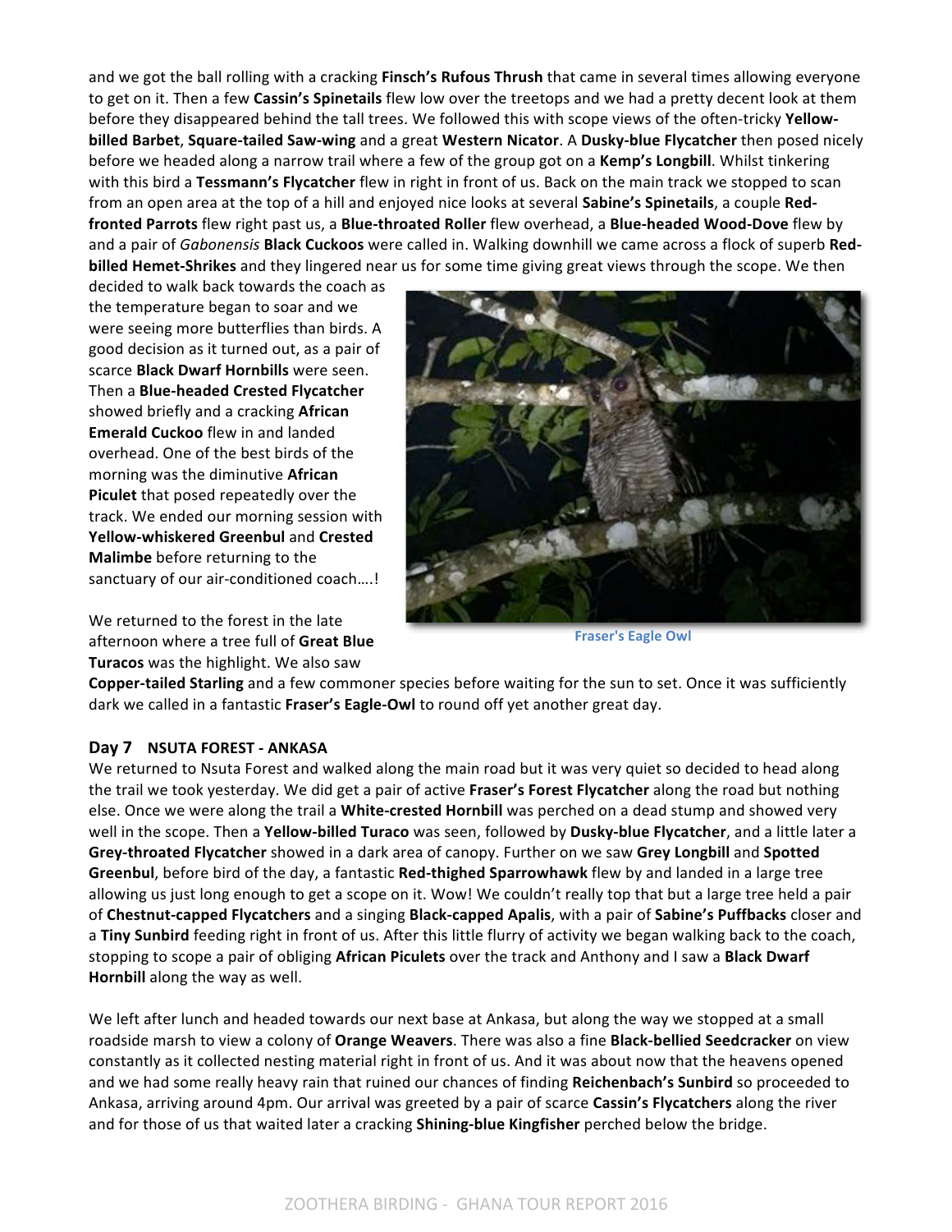and we got the ball rolling with a cracking **Finsch's Rufous Thrush** that came in several times allowing everyone to get on it. Then a few **Cassin's Spinetails** flew low over the treetops and we had a pretty decent look at them before they disappeared behind the tall trees. We followed this with scope views of the often-tricky **Yellow-billed Barbet**, **Square-tailed Saw-wing** and a great **Western Nicator**. A **Dusky-blue Flycatcher** then posed nicely before we headed along a narrow trail where a few of the group got on a **Kemp's Longbill**. Whilst tinkering with this bird a **Tessmann's Flycatcher** flew in right in front of us. Back on the main track we stopped to scan from an open area at the top of a hill and enjoyed nice looks at several **Sabine's Spinetails**, a couple **Red-fronted Parrots** flew right past us, a **Blue-throated Roller** flew overhead, a **Blue-headed Wood-Dove** flew by and a pair of *Gabonensis* **Black Cuckoos** were called in. Walking downhill we came across a flock of superb **Red-billed Hemet-Shrikes** and they lingered near us for some time giving great views through the scope. We then decided to walk back towards the coach as the temperature began to soar and we were seeing more butterflies than birds. A good decision as it turned out, as a pair of scarce **Black Dwarf Hornbills** were seen. Then a **Blue-headed Crested Flycatcher** showed briefly and a cracking **African Emerald Cuckoo** flew in and landed overhead. One of the best birds of the morning was the diminutive **African Piculet** that posed repeatedly over the track. We ended our morning session with **Yellow-whiskered Greenbul** and **Crested Malimbe** before returning to the sanctuary of our air-conditioned coach….!

We returned to the forest in the late afternoon where a tree full of **Great Blue Turacos** was the highlight. We also saw **Copper-tailed Starling** and a few commoner species before waiting for the sun to set. Once it was sufficiently dark we called in a fantastic **Fraser's Eagle-Owl** to round off yet another great day.

Fraser's Eagle Owl

### Day 7 NSUTA FOREST - ANKASA

We returned to Nsuta Forest and walked along the main road but it was very quiet so decided to head along the trail we took yesterday. We did get a pair of active **Fraser's Forest Flycatcher** along the road but nothing else. Once we were along the trail a **White-crested Hornbill** was perched on a dead stump and showed very well in the scope. Then a **Yellow-billed Turaco** was seen, followed by **Dusky-blue Flycatcher**, and a little later a **Grey-throated Flycatcher** showed in a dark area of canopy. Further on we saw **Grey Longbill** and **Spotted Greenbul**, before bird of the day, a fantastic **Red-thighed Sparrowhawk** flew by and landed in a large tree allowing us just long enough to get a scope on it. Wow! We couldn't really top that but a large tree held a pair of **Chestnut-capped Flycatchers** and a singing **Black-capped Apalis**, with a pair of **Sabine's Puffbacks** closer and a **Tiny Sunbird** feeding right in front of us. After this little flurry of activity we began walking back to the coach, stopping to scope a pair of obliging **African Piculets** over the track and Anthony and I saw a **Black Dwarf Hornbill** along the way as well.

We left after lunch and headed towards our next base at Ankasa, but along the way we stopped at a small roadside marsh to view a colony of **Orange Weavers**. There was also a fine **Black-bellied Seedcracker** on view constantly as it collected nesting material right in front of us. And it was about now that the heavens opened and we had some really heavy rain that ruined our chances of finding **Reichenbach's Sunbird** so proceeded to Ankasa, arriving around 4pm. Our arrival was greeted by a pair of scarce **Cassin's Flycatchers** along the river and for those of us that waited later a cracking **Shining-blue Kingfisher** perched below the bridge.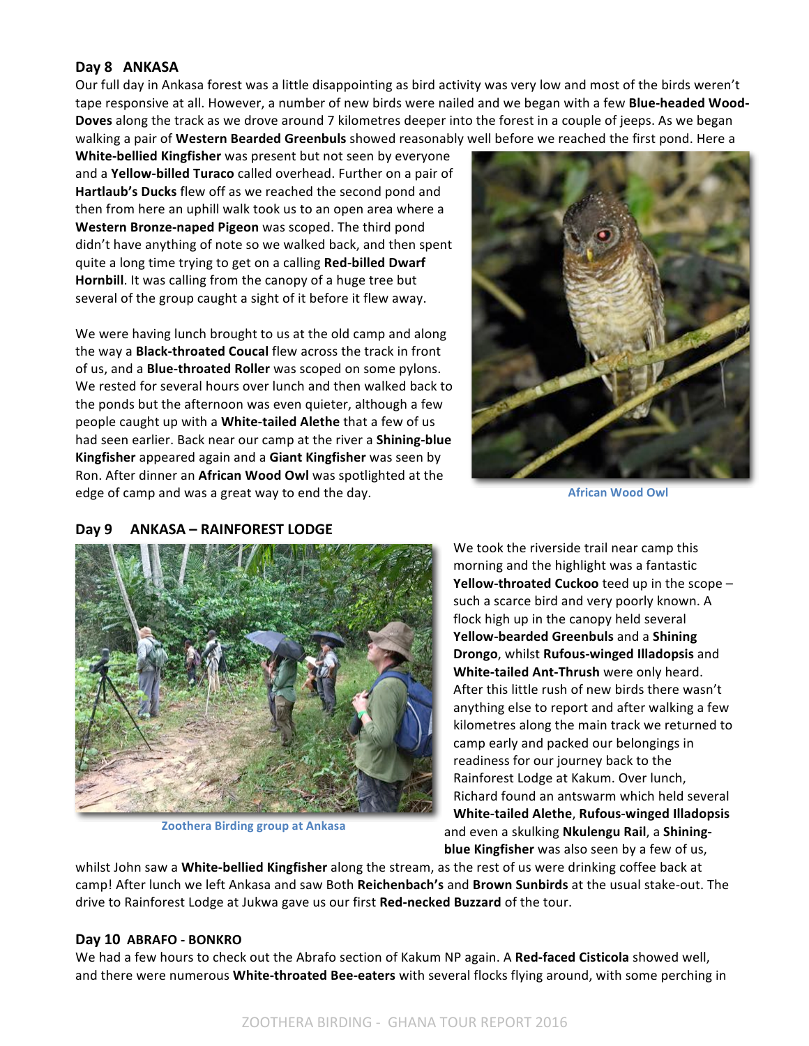### Day 8 ANKASA

Our full day in Ankasa forest was a little disappointing as bird activity was very low and most of the birds weren't tape responsive at all. However, a number of new birds were nailed and we began with a few **Blue-headed Wood-Doves** along the track as we drove around 7 kilometres deeper into the forest in a couple of jeeps. As we began walking a pair of **Western Bearded Greenbuls** showed reasonably well before we reached the first pond. Here a **White-bellied Kingfisher** was present but not seen by everyone and a **Yellow-billed Turaco** called overhead. Further on a pair of **Hartlaub's Ducks** flew off as we reached the second pond and then from here an uphill walk took us to an open area where a **Western Bronze-naped Pigeon** was scoped. The third pond didn't have anything of note so we walked back, and then spent quite a long time trying to get on a calling **Red-billed Dwarf Hornbill**. It was calling from the canopy of a huge tree but several of the group caught a sight of it before it flew away.

We were having lunch brought to us at the old camp and along the way a **Black-throated Coucal** flew across the track in front of us, and a **Blue-throated Roller** was scoped on some pylons. We rested for several hours over lunch and then walked back to the ponds but the afternoon was even quieter, although a few people caught up with a **White-tailed Alethe** that a few of us had seen earlier. Back near our camp at the river a **Shining-blue Kingfisher** appeared again and a **Giant Kingfisher** was seen by Ron. After dinner an **African Wood Owl** was spotlighted at the edge of camp and was a great way to end the day.

African Wood Owl

### Day 9 ANKASA – RAINFOREST LODGE

Zoothera Birding group at Ankasa

We took the riverside trail near camp this morning and the highlight was a fantastic **Yellow-throated Cuckoo** teed up in the scope – such a scarce bird and very poorly known. A flock high up in the canopy held several **Yellow-bearded Greenbuls** and a **Shining Drongo**, whilst **Rufous-winged Illadopsis** and **White-tailed Ant-Thrush** were only heard. After this little rush of new birds there wasn't anything else to report and after walking a few kilometres along the main track we returned to camp early and packed our belongings in readiness for our journey back to the Rainforest Lodge at Kakum. Over lunch, Richard found an antswarm which held several **White-tailed Alethe**, **Rufous-winged Illadopsis** and even a skulking **Nkulengu Rail**, a **Shining-blue Kingfisher** was also seen by a few of us, whilst John saw a **White-bellied Kingfisher** along the stream, as the rest of us were drinking coffee back at camp! After lunch we left Ankasa and saw Both **Reichenbach's** and **Brown Sunbirds** at the usual stake-out. The drive to Rainforest Lodge at Jukwa gave us our first **Red-necked Buzzard** of the tour.

### Day 10 ABRAFO - BONKRO

We had a few hours to check out the Abrafo section of Kakum NP again. A **Red-faced Cisticola** showed well, and there were numerous **White-throated Bee-eaters** with several flocks flying around, with some perching in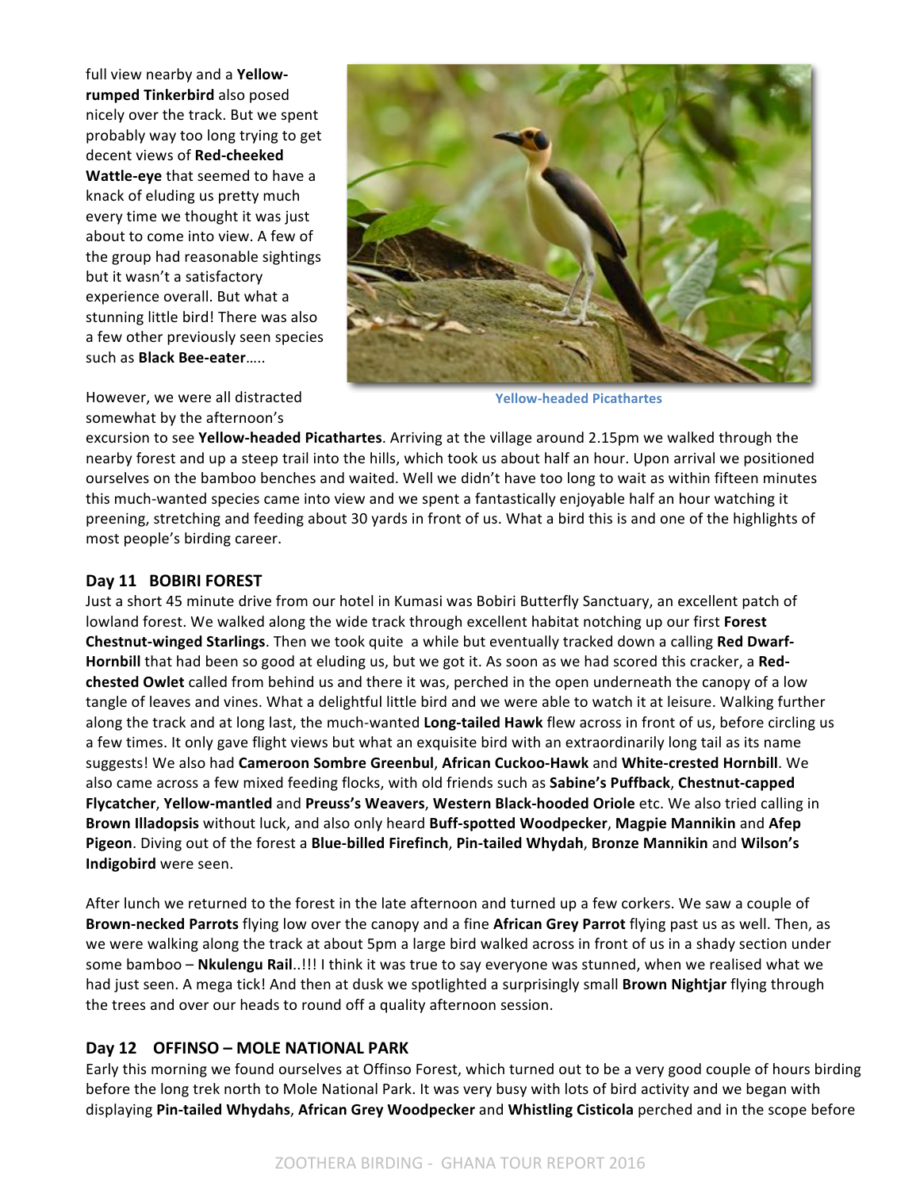full view nearby and a **Yellow-rumped Tinkerbird** also posed nicely over the track. But we spent probably way too long trying to get decent views of **Red-cheeked Wattle-eye** that seemed to have a knack of eluding us pretty much every time we thought it was just about to come into view. A few of the group had reasonable sightings but it wasn't a satisfactory experience overall. But what a stunning little bird! There was also a few other previously seen species such as **Black Bee-eater**…..

Yellow-headed Picathartes

However, we were all distracted somewhat by the afternoon's excursion to see **Yellow-headed Picathartes**. Arriving at the village around 2.15pm we walked through the nearby forest and up a steep trail into the hills, which took us about half an hour. Upon arrival we positioned ourselves on the bamboo benches and waited. Well we didn't have too long to wait as within fifteen minutes this much-wanted species came into view and we spent a fantastically enjoyable half an hour watching it preening, stretching and feeding about 30 yards in front of us. What a bird this is and one of the highlights of most people's birding career.

## Day 11 BOBIRI FOREST

Just a short 45 minute drive from our hotel in Kumasi was Bobiri Butterfly Sanctuary, an excellent patch of lowland forest. We walked along the wide track through excellent habitat notching up our first **Forest Chestnut-winged Starlings**. Then we took quite a while but eventually tracked down a calling **Red Dwarf-Hornbill** that had been so good at eluding us, but we got it. As soon as we had scored this cracker, a **Red-chested Owlet** called from behind us and there it was, perched in the open underneath the canopy of a low tangle of leaves and vines. What a delightful little bird and we were able to watch it at leisure. Walking further along the track and at long last, the much-wanted **Long-tailed Hawk** flew across in front of us, before circling us a few times. It only gave flight views but what an exquisite bird with an extraordinarily long tail as its name suggests! We also had **Cameroon Sombre Greenbul**, **African Cuckoo-Hawk** and **White-crested Hornbill**. We also came across a few mixed feeding flocks, with old friends such as **Sabine's Puffback**, **Chestnut-capped Flycatcher**, **Yellow-mantled** and **Preuss's Weavers**, **Western Black-hooded Oriole** etc. We also tried calling in **Brown Illadopsis** without luck, and also only heard **Buff-spotted Woodpecker**, **Magpie Mannikin** and **Afep Pigeon**. Diving out of the forest a **Blue-billed Firefinch**, **Pin-tailed Whydah**, **Bronze Mannikin** and **Wilson's Indigobird** were seen.

After lunch we returned to the forest in the late afternoon and turned up a few corkers. We saw a couple of **Brown-necked Parrots** flying low over the canopy and a fine **African Grey Parrot** flying past us as well. Then, as we were walking along the track at about 5pm a large bird walked across in front of us in a shady section under some bamboo – **Nkulengu Rail**..!!! I think it was true to say everyone was stunned, when we realised what we had just seen. A mega tick! And then at dusk we spotlighted a surprisingly small **Brown Nightjar** flying through the trees and over our heads to round off a quality afternoon session.

## Day 12 OFFINSO – MOLE NATIONAL PARK

Early this morning we found ourselves at Offinso Forest, which turned out to be a very good couple of hours birding before the long trek north to Mole National Park. It was very busy with lots of bird activity and we began with displaying **Pin-tailed Whydahs**, **African Grey Woodpecker** and **Whistling Cisticola** perched and in the scope before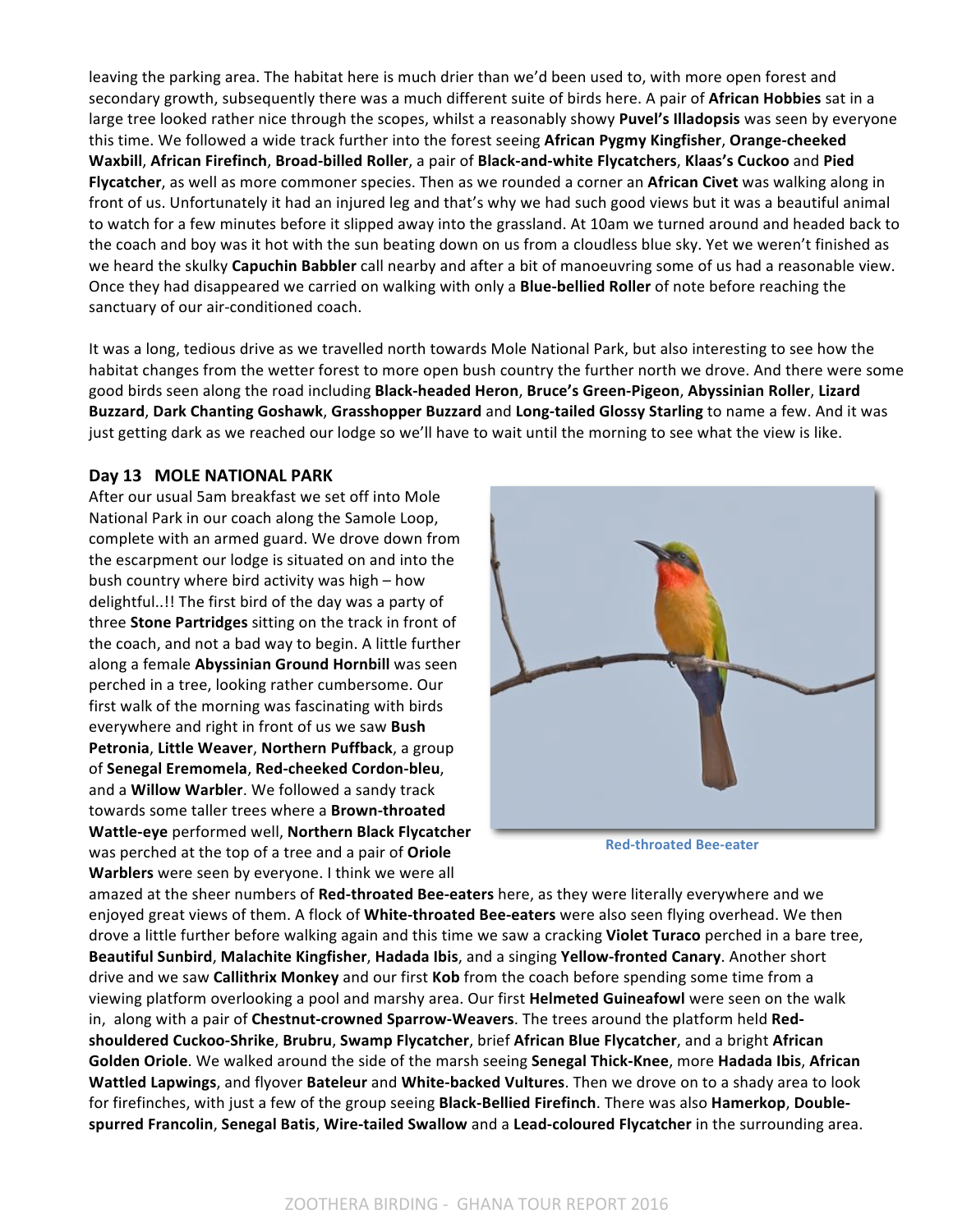leaving the parking area. The habitat here is much drier than we'd been used to, with more open forest and secondary growth, subsequently there was a much different suite of birds here. A pair of **African Hobbies** sat in a large tree looked rather nice through the scopes, whilst a reasonably showy **Puvel's Illadopsis** was seen by everyone this time. We followed a wide track further into the forest seeing **African Pygmy Kingfisher**, **Orange-cheeked Waxbill**, **African Firefinch**, **Broad-billed Roller**, a pair of **Black-and-white Flycatchers**, **Klaas's Cuckoo** and **Pied Flycatcher**, as well as more commoner species. Then as we rounded a corner an **African Civet** was walking along in front of us. Unfortunately it had an injured leg and that's why we had such good views but it was a beautiful animal to watch for a few minutes before it slipped away into the grassland. At 10am we turned around and headed back to the coach and boy was it hot with the sun beating down on us from a cloudless blue sky. Yet we weren't finished as we heard the skulky **Capuchin Babbler** call nearby and after a bit of manoeuvring some of us had a reasonable view. Once they had disappeared we carried on walking with only a **Blue-bellied Roller** of note before reaching the sanctuary of our air-conditioned coach.

It was a long, tedious drive as we travelled north towards Mole National Park, but also interesting to see how the habitat changes from the wetter forest to more open bush country the further north we drove. And there were some good birds seen along the road including **Black-headed Heron**, **Bruce's Green-Pigeon**, **Abyssinian Roller**, **Lizard Buzzard**, **Dark Chanting Goshawk**, **Grasshopper Buzzard** and **Long-tailed Glossy Starling** to name a few. And it was just getting dark as we reached our lodge so we'll have to wait until the morning to see what the view is like.

## Day 13 MOLE NATIONAL PARK

After our usual 5am breakfast we set off into Mole National Park in our coach along the Samole Loop, complete with an armed guard. We drove down from the escarpment our lodge is situated on and into the bush country where bird activity was high – how delightful..!! The first bird of the day was a party of three **Stone Partridges** sitting on the track in front of the coach, and not a bad way to begin. A little further along a female **Abyssinian Ground Hornbill** was seen perched in a tree, looking rather cumbersome. Our first walk of the morning was fascinating with birds everywhere and right in front of us we saw **Bush Petronia**, **Little Weaver**, **Northern Puffback**, a group of **Senegal Eremomela**, **Red-cheeked Cordon-bleu**, and a **Willow Warbler**. We followed a sandy track towards some taller trees where a **Brown-throated Wattle-eye** performed well, **Northern Black Flycatcher** was perched at the top of a tree and a pair of **Oriole Warblers** were seen by everyone. I think we were all amazed at the sheer numbers of **Red-throated Bee-eaters** here, as they were literally everywhere and we enjoyed great views of them. A flock of **White-throated Bee-eaters** were also seen flying overhead. We then drove a little further before walking again and this time we saw a cracking **Violet Turaco** perched in a bare tree, **Beautiful Sunbird**, **Malachite Kingfisher**, **Hadada Ibis**, and a singing **Yellow-fronted Canary**. Another short drive and we saw **Callithrix Monkey** and our first **Kob** from the coach before spending some time from a viewing platform overlooking a pool and marshy area. Our first **Helmeted Guineafowl** were seen on the walk in, along with a pair of **Chestnut-crowned Sparrow-Weavers**. The trees around the platform held **Red-shouldered Cuckoo-Shrike**, **Brubru**, **Swamp Flycatcher**, brief **African Blue Flycatcher**, and a bright **African Golden Oriole**. We walked around the side of the marsh seeing **Senegal Thick-Knee**, more **Hadada Ibis**, **African Wattled Lapwings**, and flyover **Bateleur** and **White-backed Vultures**. Then we drove on to a shady area to look for firefinches, with just a few of the group seeing **Black-Bellied Firefinch**. There was also **Hamerkop**, **Double-spurred Francolin**, **Senegal Batis**, **Wire-tailed Swallow** and a **Lead-coloured Flycatcher** in the surrounding area.

Red-throated Bee-eater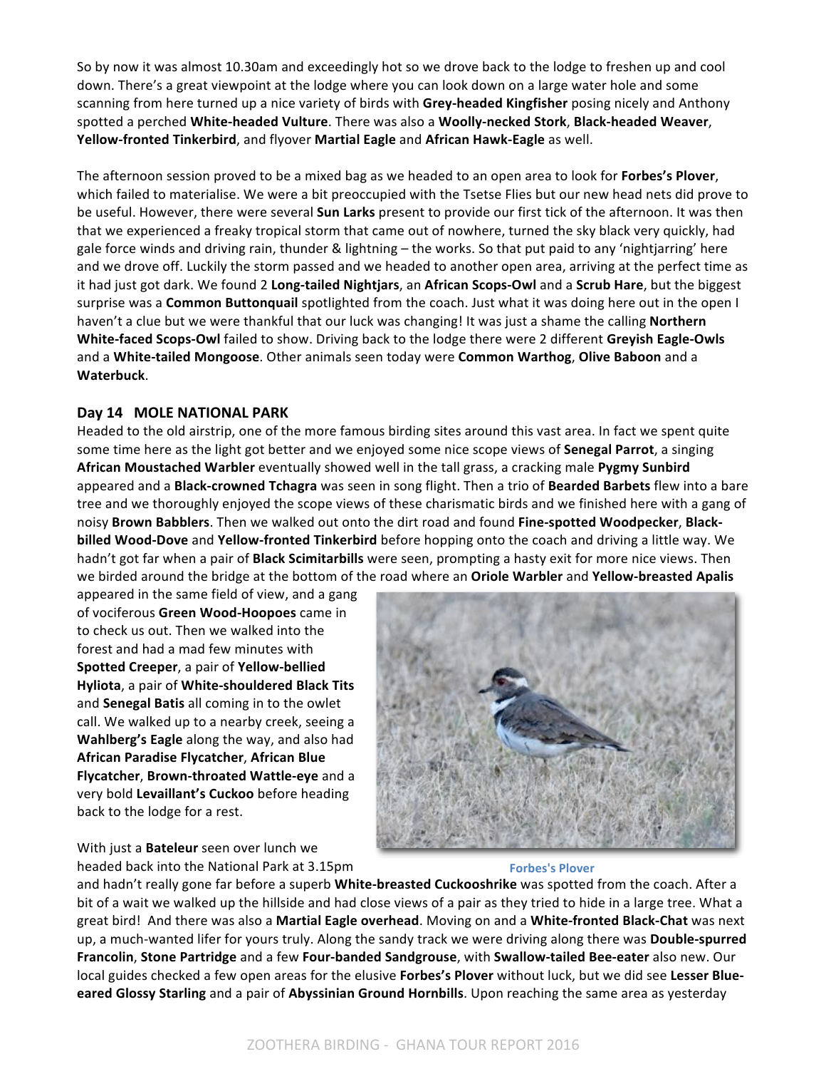So by now it was almost 10.30am and exceedingly hot so we drove back to the lodge to freshen up and cool down. There's a great viewpoint at the lodge where you can look down on a large water hole and some scanning from here turned up a nice variety of birds with **Grey-headed Kingfisher** posing nicely and Anthony spotted a perched **White-headed Vulture**. There was also a **Woolly-necked Stork**, **Black-headed Weaver**, **Yellow-fronted Tinkerbird**, and flyover **Martial Eagle** and **African Hawk-Eagle** as well.

The afternoon session proved to be a mixed bag as we headed to an open area to look for **Forbes's Plover**, which failed to materialise. We were a bit preoccupied with the Tsetse Flies but our new head nets did prove to be useful. However, there were several **Sun Larks** present to provide our first tick of the afternoon. It was then that we experienced a freaky tropical storm that came out of nowhere, turned the sky black very quickly, had gale force winds and driving rain, thunder & lightning – the works. So that put paid to any 'nightjarring' here and we drove off. Luckily the storm passed and we headed to another open area, arriving at the perfect time as it had just got dark. We found 2 **Long-tailed Nightjars**, an **African Scops-Owl** and a **Scrub Hare**, but the biggest surprise was a **Common Buttonquail** spotlighted from the coach. Just what it was doing here out in the open I haven't a clue but we were thankful that our luck was changing! It was just a shame the calling **Northern White-faced Scops-Owl** failed to show. Driving back to the lodge there were 2 different **Greyish Eagle-Owls** and a **White-tailed Mongoose**. Other animals seen today were **Common Warthog**, **Olive Baboon** and a **Waterbuck**.

## Day 14 MOLE NATIONAL PARK

Headed to the old airstrip, one of the more famous birding sites around this vast area. In fact we spent quite some time here as the light got better and we enjoyed some nice scope views of **Senegal Parrot**, a singing **African Moustached Warbler** eventually showed well in the tall grass, a cracking male **Pygmy Sunbird** appeared and a **Black-crowned Tchagra** was seen in song flight. Then a trio of **Bearded Barbets** flew into a bare tree and we thoroughly enjoyed the scope views of these charismatic birds and we finished here with a gang of noisy **Brown Babblers**. Then we walked out onto the dirt road and found **Fine-spotted Woodpecker**, **Black-billed Wood-Dove** and **Yellow-fronted Tinkerbird** before hopping onto the coach and driving a little way. We hadn't got far when a pair of **Black Scimitarbills** were seen, prompting a hasty exit for more nice views. Then we birded around the bridge at the bottom of the road where an **Oriole Warbler** and **Yellow-breasted Apalis** appeared in the same field of view, and a gang of vociferous **Green Wood-Hoopoes** came in to check us out. Then we walked into the forest and had a mad few minutes with **Spotted Creeper**, a pair of **Yellow-bellied Hyliota**, a pair of **White-shouldered Black Tits** and **Senegal Batis** all coming in to the owlet call. We walked up to a nearby creek, seeing a **Wahlberg's Eagle** along the way, and also had **African Paradise Flycatcher**, **African Blue Flycatcher**, **Brown-throated Wattle-eye** and a very bold **Levaillant's Cuckoo** before heading back to the lodge for a rest.

Forbes's Plover

With just a **Bateleur** seen over lunch we headed back into the National Park at 3.15pm and hadn't really gone far before a superb **White-breasted Cuckooshrike** was spotted from the coach. After a bit of a wait we walked up the hillside and had close views of a pair as they tried to hide in a large tree. What a great bird! And there was also a **Martial Eagle overhead**. Moving on and a **White-fronted Black-Chat** was next up, a much-wanted lifer for yours truly. Along the sandy track we were driving along there was **Double-spurred Francolin**, **Stone Partridge** and a few **Four-banded Sandgrouse**, with **Swallow-tailed Bee-eater** also new. Our local guides checked a few open areas for the elusive **Forbes's Plover** without luck, but we did see **Lesser Blue-eared Glossy Starling** and a pair of **Abyssinian Ground Hornbills**. Upon reaching the same area as yesterday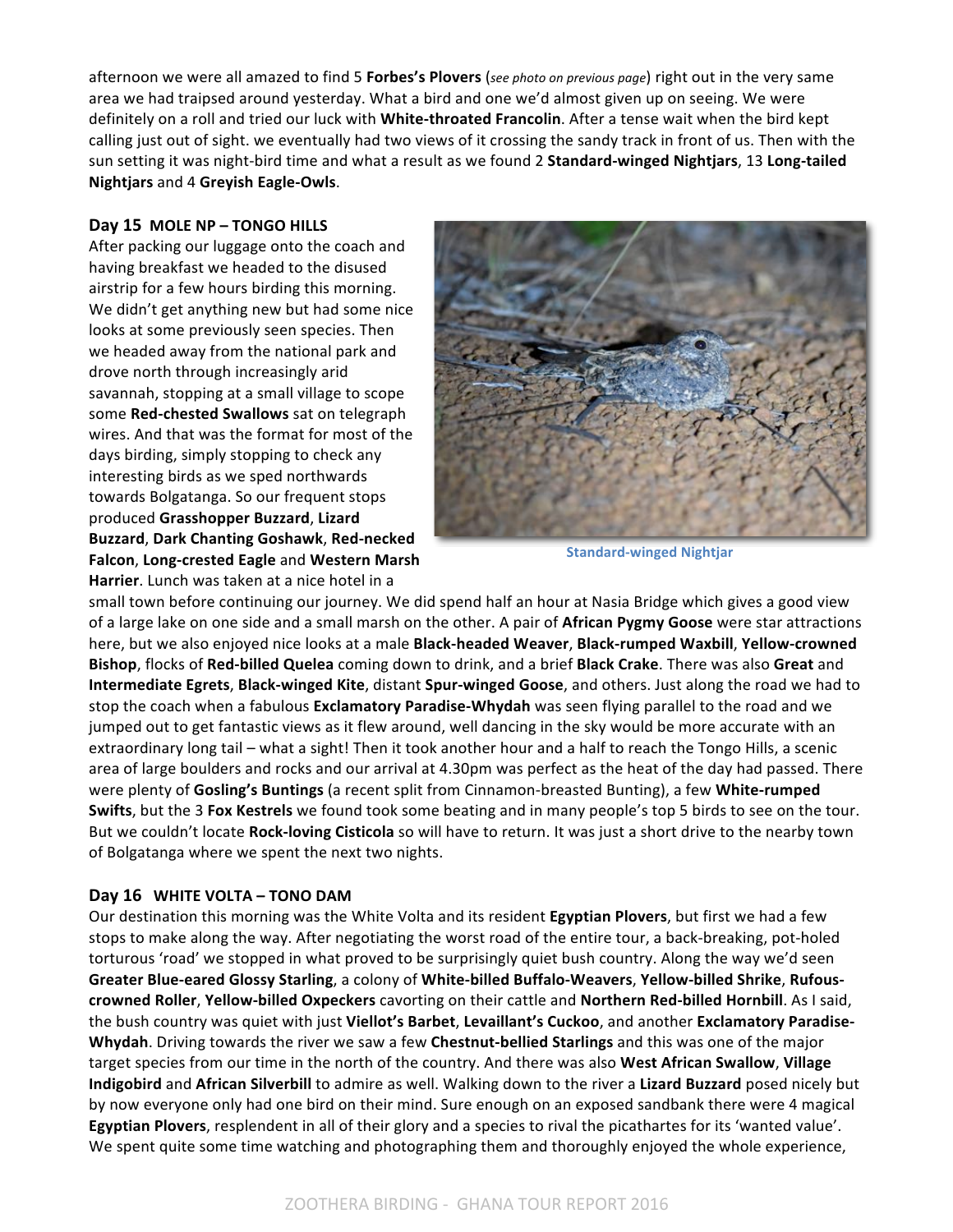afternoon we were all amazed to find 5 **Forbes's Plovers** (*see photo on previous page*) right out in the very same area we had traipsed around yesterday. What a bird and one we'd almost given up on seeing. We were definitely on a roll and tried our luck with **White-throated Francolin**. After a tense wait when the bird kept calling just out of sight. we eventually had two views of it crossing the sandy track in front of us. Then with the sun setting it was night-bird time and what a result as we found 2 **Standard-winged Nightjars**, 13 **Long-tailed Nightjars** and 4 **Greyish Eagle-Owls**.

### Day 15 MOLE NP – TONGO HILLS

After packing our luggage onto the coach and having breakfast we headed to the disused airstrip for a few hours birding this morning. We didn't get anything new but had some nice looks at some previously seen species. Then we headed away from the national park and drove north through increasingly arid savannah, stopping at a small village to scope some **Red-chested Swallows** sat on telegraph wires. And that was the format for most of the days birding, simply stopping to check any interesting birds as we sped northwards towards Bolgatanga. So our frequent stops produced **Grasshopper Buzzard**, **Lizard Buzzard**, **Dark Chanting Goshawk**, **Red-necked Falcon**, **Long-crested Eagle** and **Western Marsh Harrier**. Lunch was taken at a nice hotel in a small town before continuing our journey. We did spend half an hour at Nasia Bridge which gives a good view of a large lake on one side and a small marsh on the other. A pair of **African Pygmy Goose** were star attractions here, but we also enjoyed nice looks at a male **Black-headed Weaver**, **Black-rumped Waxbill**, **Yellow-crowned Bishop**, flocks of **Red-billed Quelea** coming down to drink, and a brief **Black Crake**. There was also **Great** and **Intermediate Egrets**, **Black-winged Kite**, distant **Spur-winged Goose**, and others. Just along the road we had to stop the coach when a fabulous **Exclamatory Paradise-Whydah** was seen flying parallel to the road and we jumped out to get fantastic views as it flew around, well dancing in the sky would be more accurate with an extraordinary long tail – what a sight! Then it took another hour and a half to reach the Tongo Hills, a scenic area of large boulders and rocks and our arrival at 4.30pm was perfect as the heat of the day had passed. There were plenty of **Gosling's Buntings** (a recent split from Cinnamon-breasted Bunting), a few **White-rumped Swifts**, but the 3 **Fox Kestrels** we found took some beating and in many people's top 5 birds to see on the tour. But we couldn't locate **Rock-loving Cisticola** so will have to return. It was just a short drive to the nearby town of Bolgatanga where we spent the next two nights.

Standard-winged Nightjar

### Day 16 WHITE VOLTA – TONO DAM

Our destination this morning was the White Volta and its resident **Egyptian Plovers**, but first we had a few stops to make along the way. After negotiating the worst road of the entire tour, a back-breaking, pot-holed torturous 'road' we stopped in what proved to be surprisingly quiet bush country. Along the way we'd seen **Greater Blue-eared Glossy Starling**, a colony of **White-billed Buffalo-Weavers**, **Yellow-billed Shrike**, **Rufous-crowned Roller**, **Yellow-billed Oxpeckers** cavorting on their cattle and **Northern Red-billed Hornbill**. As I said, the bush country was quiet with just **Viellot's Barbet**, **Levaillant's Cuckoo**, and another **Exclamatory Paradise-Whydah**. Driving towards the river we saw a few **Chestnut-bellied Starlings** and this was one of the major target species from our time in the north of the country. And there was also **West African Swallow**, **Village Indigobird** and **African Silverbill** to admire as well. Walking down to the river a **Lizard Buzzard** posed nicely but by now everyone only had one bird on their mind. Sure enough on an exposed sandbank there were 4 magical **Egyptian Plovers**, resplendent in all of their glory and a species to rival the picathartes for its 'wanted value'. We spent quite some time watching and photographing them and thoroughly enjoyed the whole experience,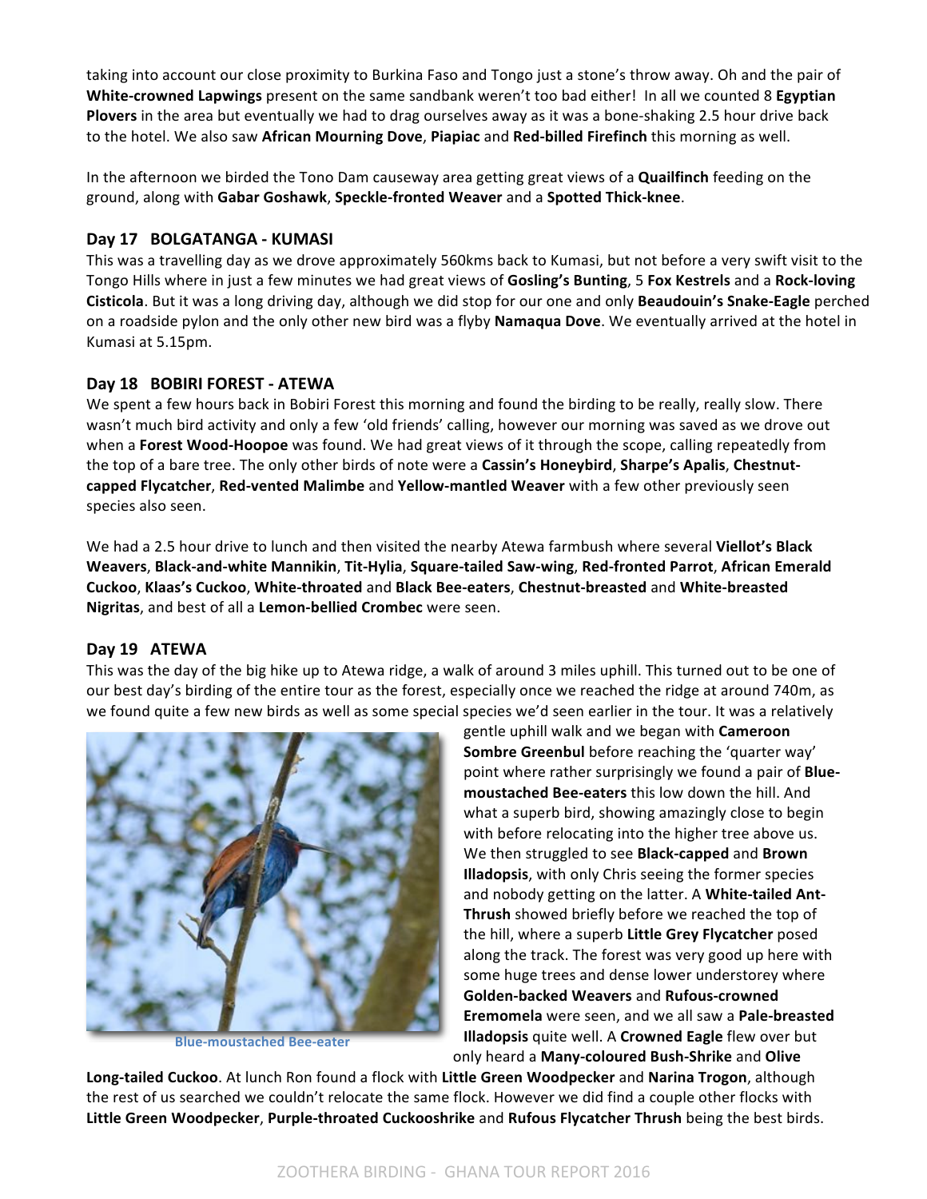taking into account our close proximity to Burkina Faso and Tongo just a stone's throw away. Oh and the pair of **White-crowned Lapwings** present on the same sandbank weren't too bad either! In all we counted 8 **Egyptian Plovers** in the area but eventually we had to drag ourselves away as it was a bone-shaking 2.5 hour drive back to the hotel. We also saw **African Mourning Dove**, **Piapiac** and **Red-billed Firefinch** this morning as well.

In the afternoon we birded the Tono Dam causeway area getting great views of a **Quailfinch** feeding on the ground, along with **Gabar Goshawk**, **Speckle-fronted Weaver** and a **Spotted Thick-knee**.

### Day 17 BOLGATANGA - KUMASI

This was a travelling day as we drove approximately 560kms back to Kumasi, but not before a very swift visit to the Tongo Hills where in just a few minutes we had great views of **Gosling's Bunting**, 5 **Fox Kestrels** and a **Rock-loving Cisticola**. But it was a long driving day, although we did stop for our one and only **Beaudouin's Snake-Eagle** perched on a roadside pylon and the only other new bird was a flyby **Namaqua Dove**. We eventually arrived at the hotel in Kumasi at 5.15pm.

### Day 18 BOBIRI FOREST - ATEWA

We spent a few hours back in Bobiri Forest this morning and found the birding to be really, really slow. There wasn't much bird activity and only a few 'old friends' calling, however our morning was saved as we drove out when a **Forest Wood-Hoopoe** was found. We had great views of it through the scope, calling repeatedly from the top of a bare tree. The only other birds of note were a **Cassin's Honeybird**, **Sharpe's Apalis**, **Chestnut-capped Flycatcher**, **Red-vented Malimbe** and **Yellow-mantled Weaver** with a few other previously seen species also seen.

We had a 2.5 hour drive to lunch and then visited the nearby Atewa farmbush where several **Viellot's Black Weavers**, **Black-and-white Mannikin**, **Tit-Hylia**, **Square-tailed Saw-wing**, **Red-fronted Parrot**, **African Emerald Cuckoo**, **Klaas's Cuckoo**, **White-throated** and **Black Bee-eaters**, **Chestnut-breasted** and **White-breasted Nigritas**, and best of all a **Lemon-bellied Crombec** were seen.

### Day 19 ATEWA

This was the day of the big hike up to Atewa ridge, a walk of around 3 miles uphill. This turned out to be one of our best day's birding of the entire tour as the forest, especially once we reached the ridge at around 740m, as we found quite a few new birds as well as some special species we'd seen earlier in the tour. It was a relatively gentle uphill walk and we began with **Cameroon Sombre Greenbul** before reaching the 'quarter way' point where rather surprisingly we found a pair of **Blue-moustached Bee-eaters** this low down the hill. And what a superb bird, showing amazingly close to begin with before relocating into the higher tree above us. We then struggled to see **Black-capped** and **Brown Illadopsis**, with only Chris seeing the former species and nobody getting on the latter. A **White-tailed Ant-Thrush** showed briefly before we reached the top of the hill, where a superb **Little Grey Flycatcher** posed along the track. The forest was very good up here with some huge trees and dense lower understorey where **Golden-backed Weavers** and **Rufous-crowned Eremomela** were seen, and we all saw a **Pale-breasted Illadopsis** quite well. A **Crowned Eagle** flew over but only heard a **Many-coloured Bush-Shrike** and **Olive Long-tailed Cuckoo**. At lunch Ron found a flock with **Little Green Woodpecker** and **Narina Trogon**, although the rest of us searched we couldn't relocate the same flock. However we did find a couple other flocks with **Little Green Woodpecker**, **Purple-throated Cuckooshrike** and **Rufous Flycatcher Thrush** being the best birds.

Blue-moustached Bee-eater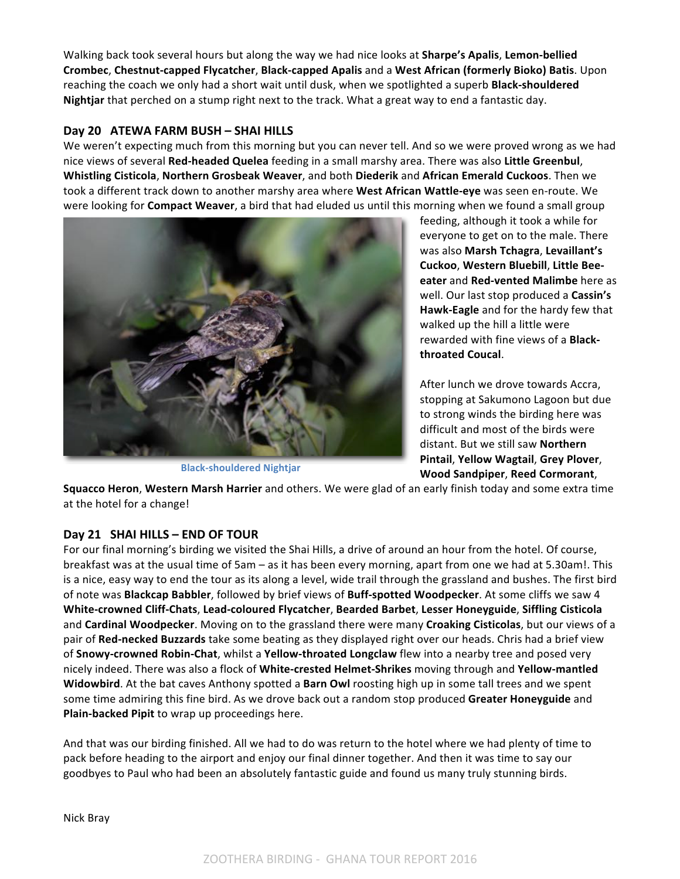Walking back took several hours but along the way we had nice looks at **Sharpe's Apalis**, **Lemon-bellied Crombec**, **Chestnut-capped Flycatcher**, **Black-capped Apalis** and a **West African (formerly Bioko) Batis**. Upon reaching the coach we only had a short wait until dusk, when we spotlighted a superb **Black-shouldered Nightjar** that perched on a stump right next to the track. What a great way to end a fantastic day.

## Day 20 ATEWA FARM BUSH – SHAI HILLS

We weren't expecting much from this morning but you can never tell. And so we were proved wrong as we had nice views of several **Red-headed Quelea** feeding in a small marshy area. There was also **Little Greenbul**, **Whistling Cisticola**, **Northern Grosbeak Weaver**, and both **Diederik** and **African Emerald Cuckoos**. Then we took a different track down to another marshy area where **West African Wattle-eye** was seen en-route. We were looking for **Compact Weaver**, a bird that had eluded us until this morning when we found a small group feeding, although it took a while for everyone to get on to the male. There was also **Marsh Tchagra**, **Levaillant's Cuckoo**, **Western Bluebill**, **Little Bee-eater** and **Red-vented Malimbe** here as well. Our last stop produced a **Cassin's Hawk-Eagle** and for the hardy few that walked up the hill a little were rewarded with fine views of a **Black-throated Coucal**.

Black-shouldered Nightjar

After lunch we drove towards Accra, stopping at Sakumono Lagoon but due to strong winds the birding here was difficult and most of the birds were distant. But we still saw **Northern Pintail**, **Yellow Wagtail**, **Grey Plover**, **Wood Sandpiper**, **Reed Cormorant**, **Squacco Heron**, **Western Marsh Harrier** and others. We were glad of an early finish today and some extra time at the hotel for a change!

## Day 21 SHAI HILLS – END OF TOUR

For our final morning's birding we visited the Shai Hills, a drive of around an hour from the hotel. Of course, breakfast was at the usual time of 5am – as it has been every morning, apart from one we had at 5.30am!. This is a nice, easy way to end the tour as its along a level, wide trail through the grassland and bushes. The first bird of note was **Blackcap Babbler**, followed by brief views of **Buff-spotted Woodpecker**. At some cliffs we saw 4 **White-crowned Cliff-Chats**, **Lead-coloured Flycatcher**, **Bearded Barbet**, **Lesser Honeyguide**, **Siffling Cisticola** and **Cardinal Woodpecker**. Moving on to the grassland there were many **Croaking Cisticolas**, but our views of a pair of **Red-necked Buzzards** take some beating as they displayed right over our heads. Chris had a brief view of **Snowy-crowned Robin-Chat**, whilst a **Yellow-throated Longclaw** flew into a nearby tree and posed very nicely indeed. There was also a flock of **White-crested Helmet-Shrikes** moving through and **Yellow-mantled Widowbird**. At the bat caves Anthony spotted a **Barn Owl** roosting high up in some tall trees and we spent some time admiring this fine bird. As we drove back out a random stop produced **Greater Honeyguide** and **Plain-backed Pipit** to wrap up proceedings here.

And that was our birding finished. All we had to do was return to the hotel where we had plenty of time to pack before heading to the airport and enjoy our final dinner together. And then it was time to say our goodbyes to Paul who had been an absolutely fantastic guide and found us many truly stunning birds.

Nick Bray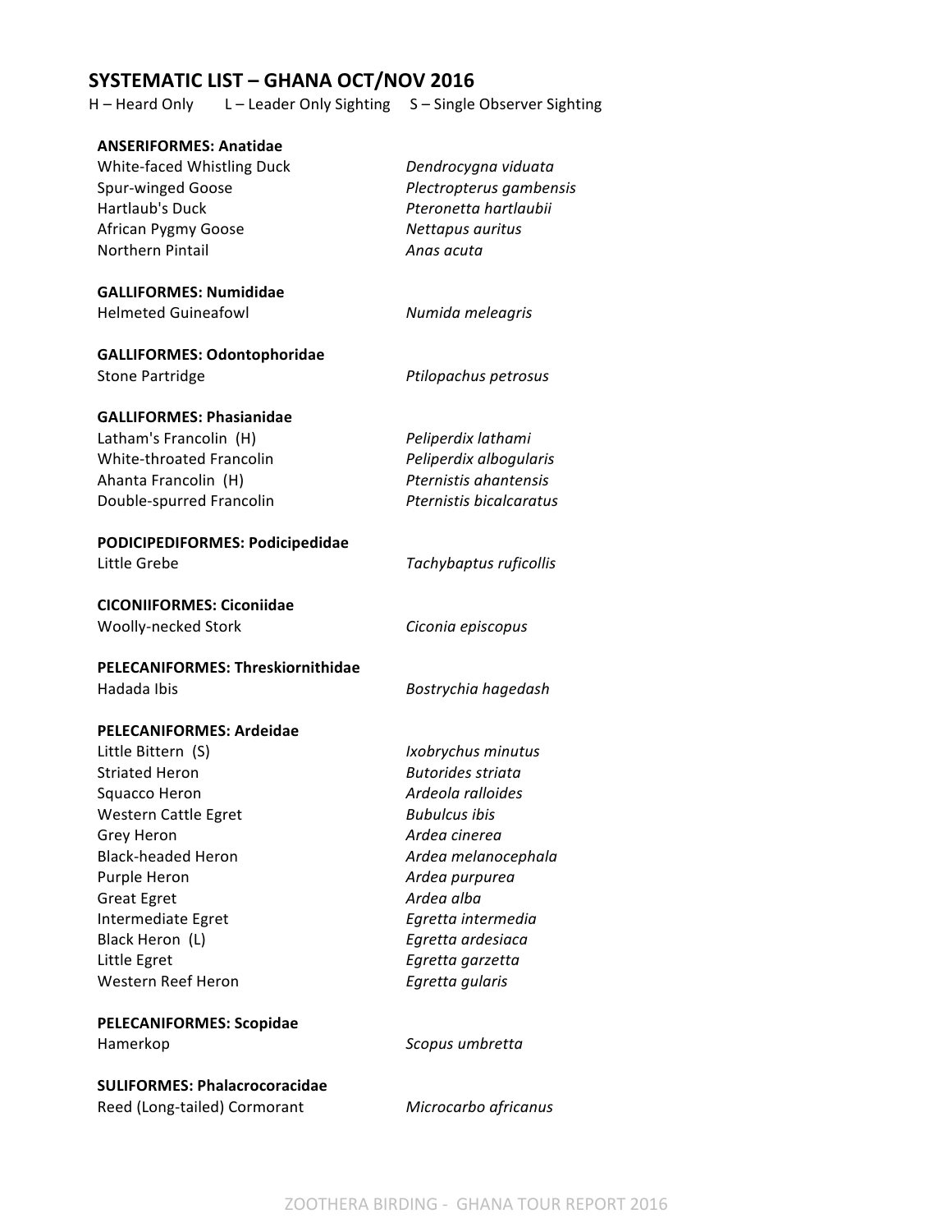## SYSTEMATIC LIST – GHANA OCT/NOV 2016

H – Heard Only L – Leader Only Sighting S – Single Observer Sighting

**ANSERIFORMES: Anatidae**

| | |
|---|---|
| White-faced Whistling Duck | *Dendrocygna viduata* |
| Spur-winged Goose | *Plectropterus gambensis* |
| Hartlaub's Duck | *Pteronetta hartlaubii* |
| African Pygmy Goose | *Nettapus auritus* |
| Northern Pintail | *Anas acuta* |

**GALLIFORMES: Numididae**

| | |
|---|---|
| Helmeted Guineafowl | *Numida meleagris* |

**GALLIFORMES: Odontophoridae**

| | |
|---|---|
| Stone Partridge | *Ptilopachus petrosus* |

**GALLIFORMES: Phasianidae**

| | |
|---|---|
| Latham's Francolin (H) | *Peliperdix lathami* |
| White-throated Francolin | *Peliperdix albogularis* |
| Ahanta Francolin (H) | *Pternistis ahantensis* |
| Double-spurred Francolin | *Pternistis bicalcaratus* |

**PODICIPEDIFORMES: Podicipedidae**

| | |
|---|---|
| Little Grebe | *Tachybaptus ruficollis* |

**CICONIIFORMES: Ciconiidae**

| | |
|---|---|
| Woolly-necked Stork | *Ciconia episcopus* |

**PELECANIFORMES: Threskiornithidae**

| | |
|---|---|
| Hadada Ibis | *Bostrychia hagedash* |

**PELECANIFORMES: Ardeidae**

| | |
|---|---|
| Little Bittern (S) | *Ixobrychus minutus* |
| Striated Heron | *Butorides striata* |
| Squacco Heron | *Ardeola ralloides* |
| Western Cattle Egret | *Bubulcus ibis* |
| Grey Heron | *Ardea cinerea* |
| Black-headed Heron | *Ardea melanocephala* |
| Purple Heron | *Ardea purpurea* |
| Great Egret | *Ardea alba* |
| Intermediate Egret | *Egretta intermedia* |
| Black Heron (L) | *Egretta ardesiaca* |
| Little Egret | *Egretta garzetta* |
| Western Reef Heron | *Egretta gularis* |

**PELECANIFORMES: Scopidae**

| | |
|---|---|
| Hamerkop | *Scopus umbretta* |

**SULIFORMES: Phalacrocoracidae**

| | |
|---|---|
| Reed (Long-tailed) Cormorant | *Microcarbo africanus* |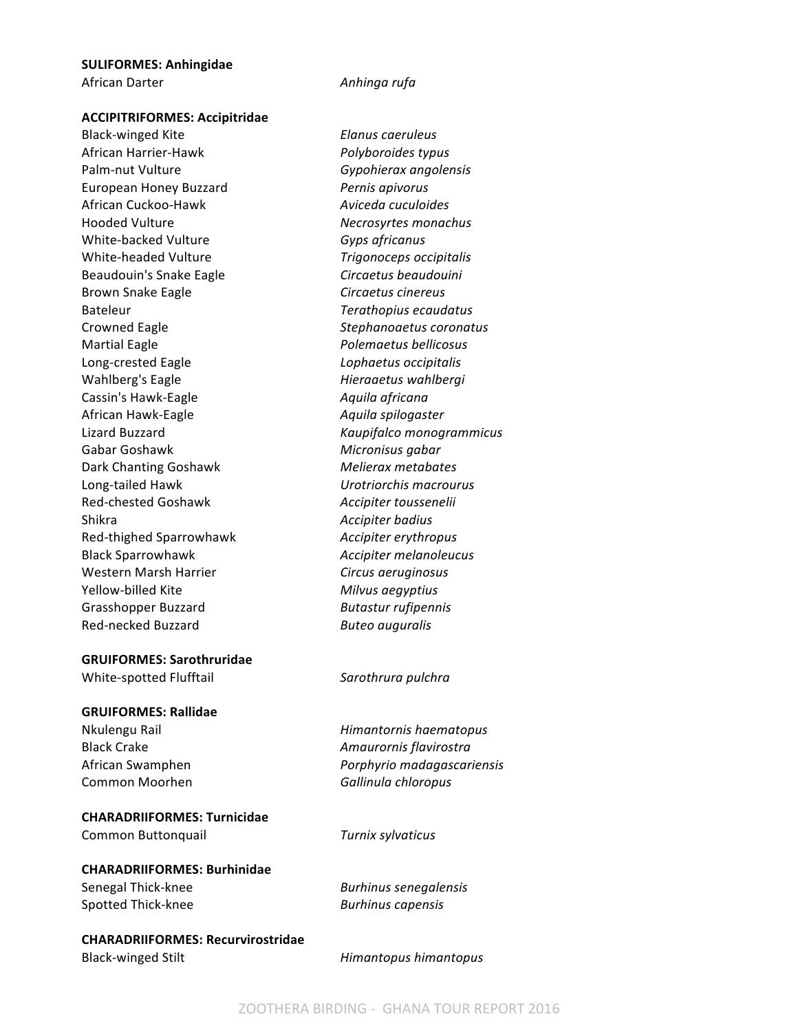**SULIFORMES: Anhingidae**

African Darter *Anhinga rufa*

**ACCIPITRIFORMES: Accipitridae**

Black-winged Kite *Elanus caeruleus*
African Harrier-Hawk *Polyboroides typus*
Palm-nut Vulture *Gypohierax angolensis*
European Honey Buzzard *Pernis apivorus*
African Cuckoo-Hawk *Aviceda cuculoides*
Hooded Vulture *Necrosyrtes monachus*
White-backed Vulture *Gyps africanus*
White-headed Vulture *Trigonoceps occipitalis*
Beaudouin's Snake Eagle *Circaetus beaudouini*
Brown Snake Eagle *Circaetus cinereus*
Bateleur *Terathopius ecaudatus*
Crowned Eagle *Stephanoaetus coronatus*
Martial Eagle *Polemaetus bellicosus*
Long-crested Eagle *Lophaetus occipitalis*
Wahlberg's Eagle *Hieraaetus wahlbergi*
Cassin's Hawk-Eagle *Aquila africana*
African Hawk-Eagle *Aquila spilogaster*
Lizard Buzzard *Kaupifalco monogrammicus*
Gabar Goshawk *Micronisus gabar*
Dark Chanting Goshawk *Melierax metabates*
Long-tailed Hawk *Urotriorchis macrourus*
Red-chested Goshawk *Accipiter toussenelii*
Shikra *Accipiter badius*
Red-thighed Sparrowhawk *Accipiter erythropus*
Black Sparrowhawk *Accipiter melanoleucus*
Western Marsh Harrier *Circus aeruginosus*
Yellow-billed Kite *Milvus aegyptius*
Grasshopper Buzzard *Butastur rufipennis*
Red-necked Buzzard *Buteo auguralis*

**GRUIFORMES: Sarothruridae**

White-spotted Flufftail *Sarothrura pulchra*

**GRUIFORMES: Rallidae**

Nkulengu Rail *Himantornis haematopus*
Black Crake *Amaurornis flavirostra*
African Swamphen *Porphyrio madagascariensis*
Common Moorhen *Gallinula chloropus*

**CHARADRIIFORMES: Turnicidae**

Common Buttonquail *Turnix sylvaticus*

**CHARADRIIFORMES: Burhinidae**

Senegal Thick-knee *Burhinus senegalensis*
Spotted Thick-knee *Burhinus capensis*

**CHARADRIIFORMES: Recurvirostridae**

Black-winged Stilt *Himantopus himantopus*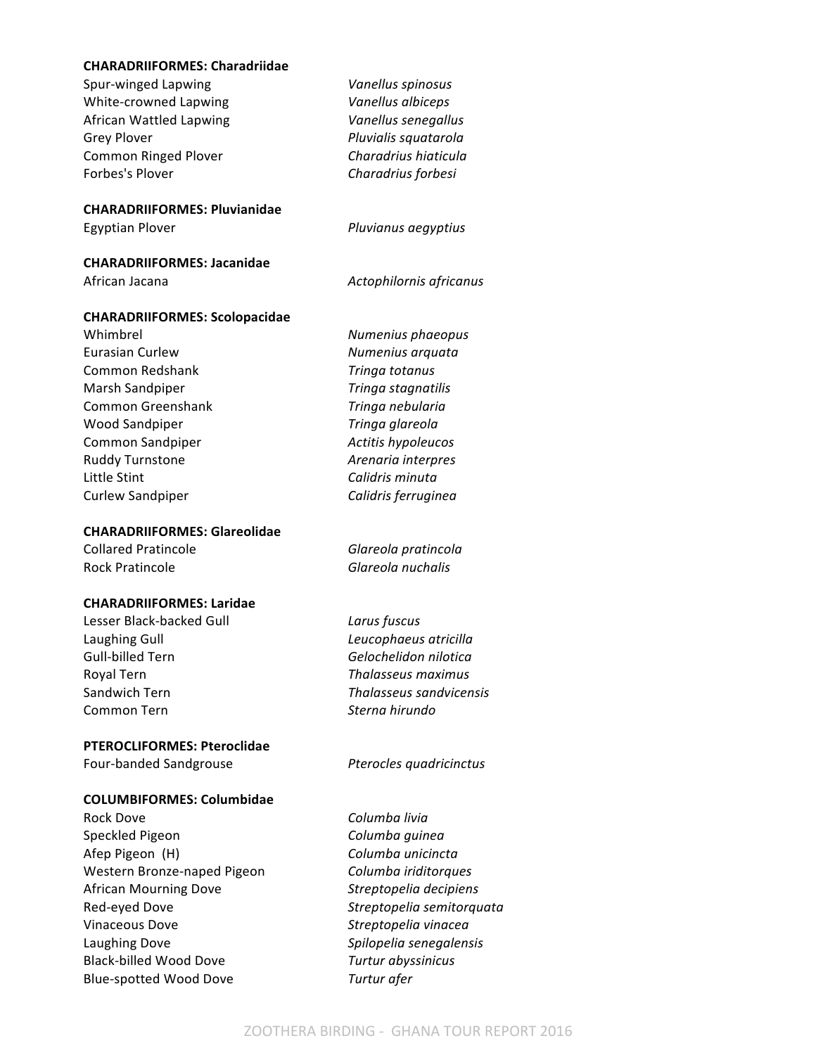**CHARADRIIFORMES: Charadriidae**

| | |
|---|---|
| Spur-winged Lapwing | *Vanellus spinosus* |
| White-crowned Lapwing | *Vanellus albiceps* |
| African Wattled Lapwing | *Vanellus senegallus* |
| Grey Plover | *Pluvialis squatarola* |
| Common Ringed Plover | *Charadrius hiaticula* |
| Forbes's Plover | *Charadrius forbesi* |

**CHARADRIIFORMES: Pluvianidae**

| | |
|---|---|
| Egyptian Plover | *Pluvianus aegyptius* |

**CHARADRIIFORMES: Jacanidae**

| | |
|---|---|
| African Jacana | *Actophilornis africanus* |

**CHARADRIIFORMES: Scolopacidae**

| | |
|---|---|
| Whimbrel | *Numenius phaeopus* |
| Eurasian Curlew | *Numenius arquata* |
| Common Redshank | *Tringa totanus* |
| Marsh Sandpiper | *Tringa stagnatilis* |
| Common Greenshank | *Tringa nebularia* |
| Wood Sandpiper | *Tringa glareola* |
| Common Sandpiper | *Actitis hypoleucos* |
| Ruddy Turnstone | *Arenaria interpres* |
| Little Stint | *Calidris minuta* |
| Curlew Sandpiper | *Calidris ferruginea* |

**CHARADRIIFORMES: Glareolidae**

| | |
|---|---|
| Collared Pratincole | *Glareola pratincola* |
| Rock Pratincole | *Glareola nuchalis* |

**CHARADRIIFORMES: Laridae**

| | |
|---|---|
| Lesser Black-backed Gull | *Larus fuscus* |
| Laughing Gull | *Leucophaeus atricilla* |
| Gull-billed Tern | *Gelochelidon nilotica* |
| Royal Tern | *Thalasseus maximus* |
| Sandwich Tern | *Thalasseus sandvicensis* |
| Common Tern | *Sterna hirundo* |

**PTEROCLIFORMES: Pteroclidae**

| | |
|---|---|
| Four-banded Sandgrouse | *Pterocles quadricinctus* |

**COLUMBIFORMES: Columbidae**

| | |
|---|---|
| Rock Dove | *Columba livia* |
| Speckled Pigeon | *Columba guinea* |
| Afep Pigeon (H) | *Columba unicincta* |
| Western Bronze-naped Pigeon | *Columba iriditorques* |
| African Mourning Dove | *Streptopelia decipiens* |
| Red-eyed Dove | *Streptopelia semitorquata* |
| Vinaceous Dove | *Streptopelia vinacea* |
| Laughing Dove | *Spilopelia senegalensis* |
| Black-billed Wood Dove | *Turtur abyssinicus* |
| Blue-spotted Wood Dove | *Turtur afer* |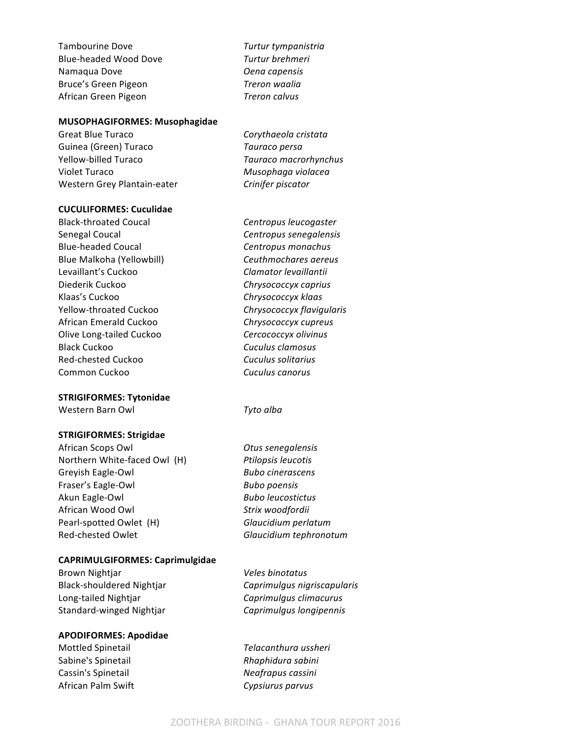| | |
|---|---|
| Tambourine Dove | *Turtur tympanistria* |
| Blue-headed Wood Dove | *Turtur brehmeri* |
| Namaqua Dove | *Oena capensis* |
| Bruce's Green Pigeon | *Treron waalia* |
| African Green Pigeon | *Treron calvus* |

**MUSOPHAGIFORMES: Musophagidae**

| | |
|---|---|
| Great Blue Turaco | *Corythaeola cristata* |
| Guinea (Green) Turaco | *Tauraco persa* |
| Yellow-billed Turaco | *Tauraco macrorhynchus* |
| Violet Turaco | *Musophaga violacea* |
| Western Grey Plantain-eater | *Crinifer piscator* |

**CUCULIFORMES: Cuculidae**

| | |
|---|---|
| Black-throated Coucal | *Centropus leucogaster* |
| Senegal Coucal | *Centropus senegalensis* |
| Blue-headed Coucal | *Centropus monachus* |
| Blue Malkoha (Yellowbill) | *Ceuthmochares aereus* |
| Levaillant's Cuckoo | *Clamator levaillantii* |
| Diederik Cuckoo | *Chrysococcyx caprius* |
| Klaas's Cuckoo | *Chrysococcyx klaas* |
| Yellow-throated Cuckoo | *Chrysococcyx flavigularis* |
| African Emerald Cuckoo | *Chrysococcyx cupreus* |
| Olive Long-tailed Cuckoo | *Cercococcyx olivinus* |
| Black Cuckoo | *Cuculus clamosus* |
| Red-chested Cuckoo | *Cuculus solitarius* |
| Common Cuckoo | *Cuculus canorus* |

**STRIGIFORMES: Tytonidae**

| | |
|---|---|
| Western Barn Owl | *Tyto alba* |

**STRIGIFORMES: Strigidae**

| | |
|---|---|
| African Scops Owl | *Otus senegalensis* |
| Northern White-faced Owl (H) | *Ptilopsis leucotis* |
| Greyish Eagle-Owl | *Bubo cinerascens* |
| Fraser's Eagle-Owl | *Bubo poensis* |
| Akun Eagle-Owl | *Bubo leucostictus* |
| African Wood Owl | *Strix woodfordii* |
| Pearl-spotted Owlet (H) | *Glaucidium perlatum* |
| Red-chested Owlet | *Glaucidium tephronotum* |

**CAPRIMULGIFORMES: Caprimulgidae**

| | |
|---|---|
| Brown Nightjar | *Veles binotatus* |
| Black-shouldered Nightjar | *Caprimulgus nigriscapularis* |
| Long-tailed Nightjar | *Caprimulgus climacurus* |
| Standard-winged Nightjar | *Caprimulgus longipennis* |

**APODIFORMES: Apodidae**

| | |
|---|---|
| Mottled Spinetail | *Telacanthura ussheri* |
| Sabine's Spinetail | *Rhaphidura sabini* |
| Cassin's Spinetail | *Neafrapus cassini* |
| African Palm Swift | *Cypsiurus parvus* |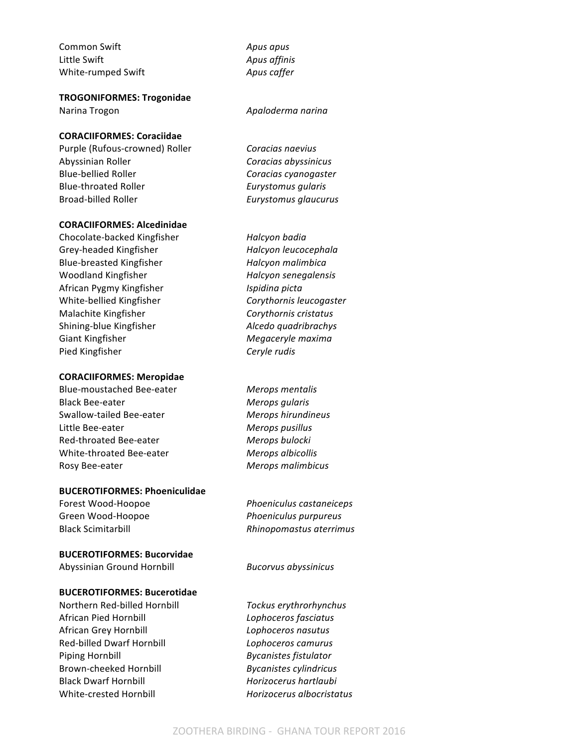Common Swift *Apus apus*
Little Swift *Apus affinis*
White-rumped Swift *Apus caffer*

**TROGONIFORMES: Trogonidae**

Narina Trogon *Apaloderma narina*

**CORACIIFORMES: Coraciidae**

Purple (Rufous-crowned) Roller *Coracias naevius*
Abyssinian Roller *Coracias abyssinicus*
Blue-bellied Roller *Coracias cyanogaster*
Blue-throated Roller *Eurystomus gularis*
Broad-billed Roller *Eurystomus glaucurus*

**CORACIIFORMES: Alcedinidae**

Chocolate-backed Kingfisher *Halcyon badia*
Grey-headed Kingfisher *Halcyon leucocephala*
Blue-breasted Kingfisher *Halcyon malimbica*
Woodland Kingfisher *Halcyon senegalensis*
African Pygmy Kingfisher *Ispidina picta*
White-bellied Kingfisher *Corythornis leucogaster*
Malachite Kingfisher *Corythornis cristatus*
Shining-blue Kingfisher *Alcedo quadribrachys*
Giant Kingfisher *Megaceryle maxima*
Pied Kingfisher *Ceryle rudis*

**CORACIIFORMES: Meropidae**

Blue-moustached Bee-eater *Merops mentalis*
Black Bee-eater *Merops gularis*
Swallow-tailed Bee-eater *Merops hirundineus*
Little Bee-eater *Merops pusillus*
Red-throated Bee-eater *Merops bulocki*
White-throated Bee-eater *Merops albicollis*
Rosy Bee-eater *Merops malimbicus*

**BUCEROTIFORMES: Phoeniculidae**

Forest Wood-Hoopoe *Phoeniculus castaneiceps*
Green Wood-Hoopoe *Phoeniculus purpureus*
Black Scimitarbill *Rhinopomastus aterrimus*

**BUCEROTIFORMES: Bucorvidae**

Abyssinian Ground Hornbill *Bucorvus abyssinicus*

**BUCEROTIFORMES: Bucerotidae**

Northern Red-billed Hornbill *Tockus erythrorhynchus*
African Pied Hornbill *Lophoceros fasciatus*
African Grey Hornbill *Lophoceros nasutus*
Red-billed Dwarf Hornbill *Lophoceros camurus*
Piping Hornbill *Bycanistes fistulator*
Brown-cheeked Hornbill *Bycanistes cylindricus*
Black Dwarf Hornbill *Horizocerus hartlaubi*
White-crested Hornbill *Horizocerus albocristatus*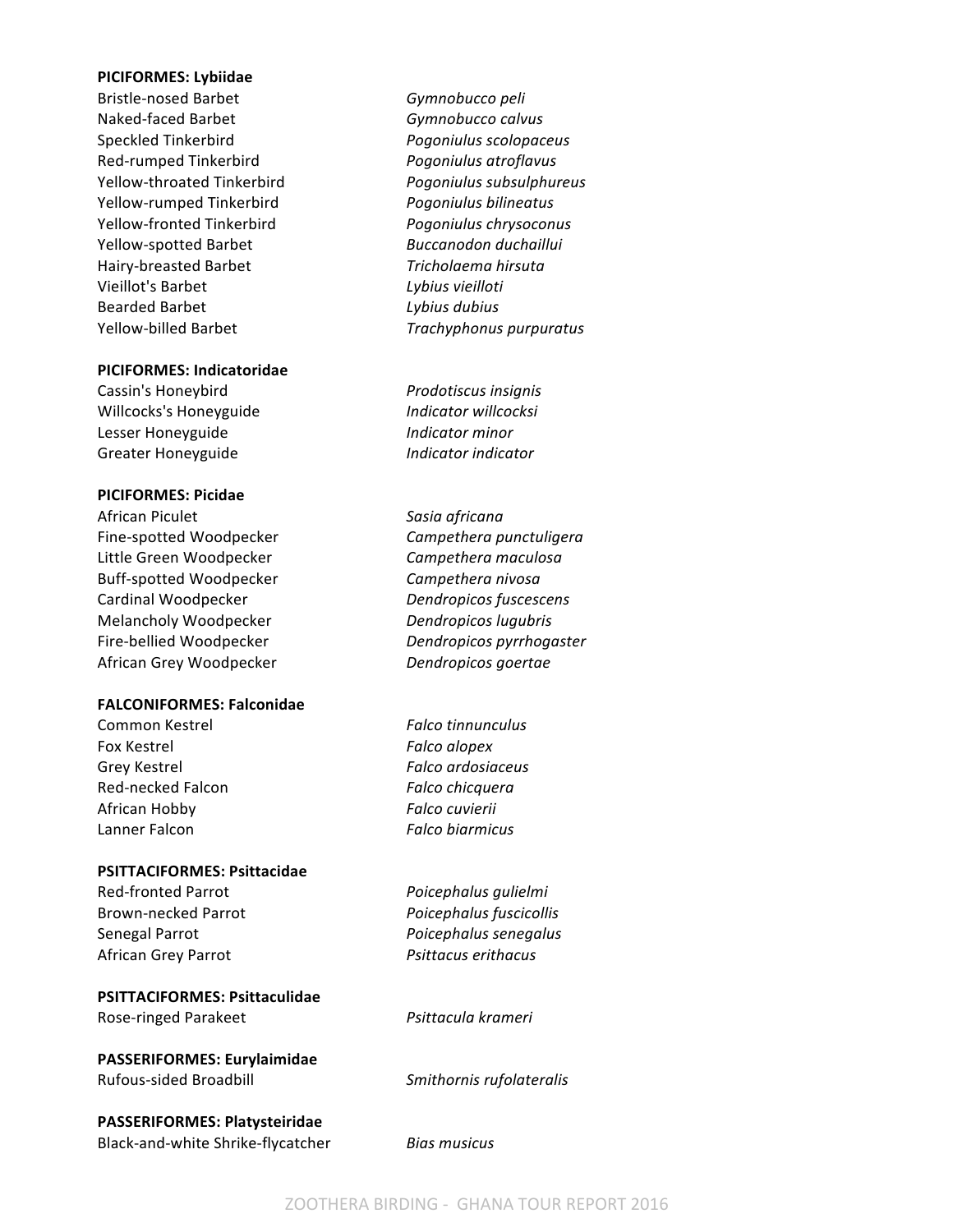**PICIFORMES: Lybiidae**

| | |
|---|---|
| Bristle-nosed Barbet | *Gymnobucco peli* |
| Naked-faced Barbet | *Gymnobucco calvus* |
| Speckled Tinkerbird | *Pogoniulus scolopaceus* |
| Red-rumped Tinkerbird | *Pogoniulus atroflavus* |
| Yellow-throated Tinkerbird | *Pogoniulus subsulphureus* |
| Yellow-rumped Tinkerbird | *Pogoniulus bilineatus* |
| Yellow-fronted Tinkerbird | *Pogoniulus chrysoconus* |
| Yellow-spotted Barbet | *Buccanodon duchaillui* |
| Hairy-breasted Barbet | *Tricholaema hirsuta* |
| Vieillot's Barbet | *Lybius vieilloti* |
| Bearded Barbet | *Lybius dubius* |
| Yellow-billed Barbet | *Trachyphonus purpuratus* |

**PICIFORMES: Indicatoridae**

| | |
|---|---|
| Cassin's Honeybird | *Prodotiscus insignis* |
| Willcocks's Honeyguide | *Indicator willcocksi* |
| Lesser Honeyguide | *Indicator minor* |
| Greater Honeyguide | *Indicator indicator* |

**PICIFORMES: Picidae**

| | |
|---|---|
| African Piculet | *Sasia africana* |
| Fine-spotted Woodpecker | *Campethera punctuligera* |
| Little Green Woodpecker | *Campethera maculosa* |
| Buff-spotted Woodpecker | *Campethera nivosa* |
| Cardinal Woodpecker | *Dendropicos fuscescens* |
| Melancholy Woodpecker | *Dendropicos lugubris* |
| Fire-bellied Woodpecker | *Dendropicos pyrrhogaster* |
| African Grey Woodpecker | *Dendropicos goertae* |

**FALCONIFORMES: Falconidae**

| | |
|---|---|
| Common Kestrel | *Falco tinnunculus* |
| Fox Kestrel | *Falco alopex* |
| Grey Kestrel | *Falco ardosiaceus* |
| Red-necked Falcon | *Falco chicquera* |
| African Hobby | *Falco cuvierii* |
| Lanner Falcon | *Falco biarmicus* |

**PSITTACIFORMES: Psittacidae**

| | |
|---|---|
| Red-fronted Parrot | *Poicephalus gulielmi* |
| Brown-necked Parrot | *Poicephalus fuscicollis* |
| Senegal Parrot | *Poicephalus senegalus* |
| African Grey Parrot | *Psittacus erithacus* |

**PSITTACIFORMES: Psittaculidae**

| | |
|---|---|
| Rose-ringed Parakeet | *Psittacula krameri* |

**PASSERIFORMES: Eurylaimidae**

| | |
|---|---|
| Rufous-sided Broadbill | *Smithornis rufolateralis* |

**PASSERIFORMES: Platysteiridae**

| | |
|---|---|
| Black-and-white Shrike-flycatcher | *Bias musicus* |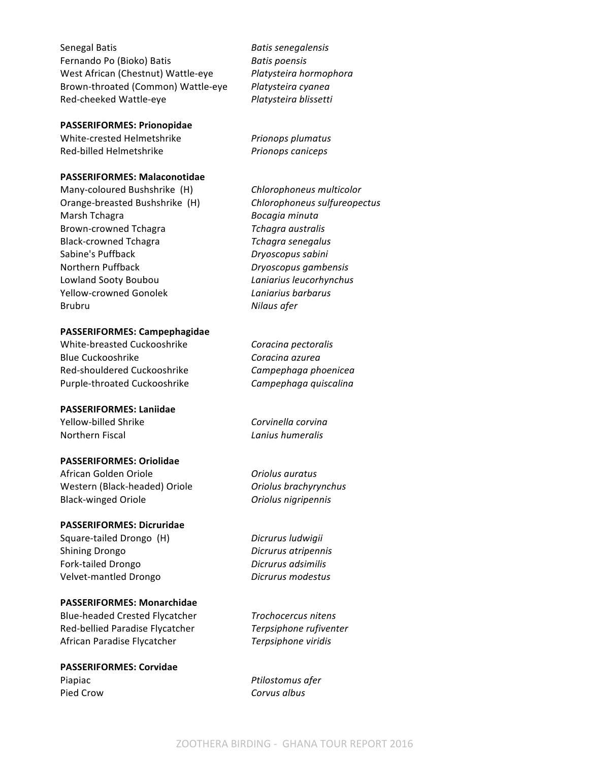| | |
|---|---|
| Senegal Batis | *Batis senegalensis* |
| Fernando Po (Bioko) Batis | *Batis poensis* |
| West African (Chestnut) Wattle-eye | *Platysteira hormophora* |
| Brown-throated (Common) Wattle-eye | *Platysteira cyanea* |
| Red-cheeked Wattle-eye | *Platysteira blissetti* |

**PASSERIFORMES: Prionopidae**

| | |
|---|---|
| White-crested Helmetshrike | *Prionops plumatus* |
| Red-billed Helmetshrike | *Prionops caniceps* |

**PASSERIFORMES: Malaconotidae**

| | |
|---|---|
| Many-coloured Bushshrike (H) | *Chlorophoneus multicolor* |
| Orange-breasted Bushshrike (H) | *Chlorophoneus sulfureopectus* |
| Marsh Tchagra | *Bocagia minuta* |
| Brown-crowned Tchagra | *Tchagra australis* |
| Black-crowned Tchagra | *Tchagra senegalus* |
| Sabine's Puffback | *Dryoscopus sabini* |
| Northern Puffback | *Dryoscopus gambensis* |
| Lowland Sooty Boubou | *Laniarius leucorhynchus* |
| Yellow-crowned Gonolek | *Laniarius barbarus* |
| Brubru | *Nilaus afer* |

**PASSERIFORMES: Campephagidae**

| | |
|---|---|
| White-breasted Cuckooshrike | *Coracina pectoralis* |
| Blue Cuckooshrike | *Coracina azurea* |
| Red-shouldered Cuckooshrike | *Campephaga phoenicea* |
| Purple-throated Cuckooshrike | *Campephaga quiscalina* |

**PASSERIFORMES: Laniidae**

| | |
|---|---|
| Yellow-billed Shrike | *Corvinella corvina* |
| Northern Fiscal | *Lanius humeralis* |

**PASSERIFORMES: Oriolidae**

| | |
|---|---|
| African Golden Oriole | *Oriolus auratus* |
| Western (Black-headed) Oriole | *Oriolus brachyrynchus* |
| Black-winged Oriole | *Oriolus nigripennis* |

**PASSERIFORMES: Dicruridae**

| | |
|---|---|
| Square-tailed Drongo (H) | *Dicrurus ludwigii* |
| Shining Drongo | *Dicrurus atripennis* |
| Fork-tailed Drongo | *Dicrurus adsimilis* |
| Velvet-mantled Drongo | *Dicrurus modestus* |

**PASSERIFORMES: Monarchidae**

| | |
|---|---|
| Blue-headed Crested Flycatcher | *Trochocercus nitens* |
| Red-bellied Paradise Flycatcher | *Terpsiphone rufiventer* |
| African Paradise Flycatcher | *Terpsiphone viridis* |

**PASSERIFORMES: Corvidae**

| | |
|---|---|
| Piapiac | *Ptilostomus afer* |
| Pied Crow | *Corvus albus* |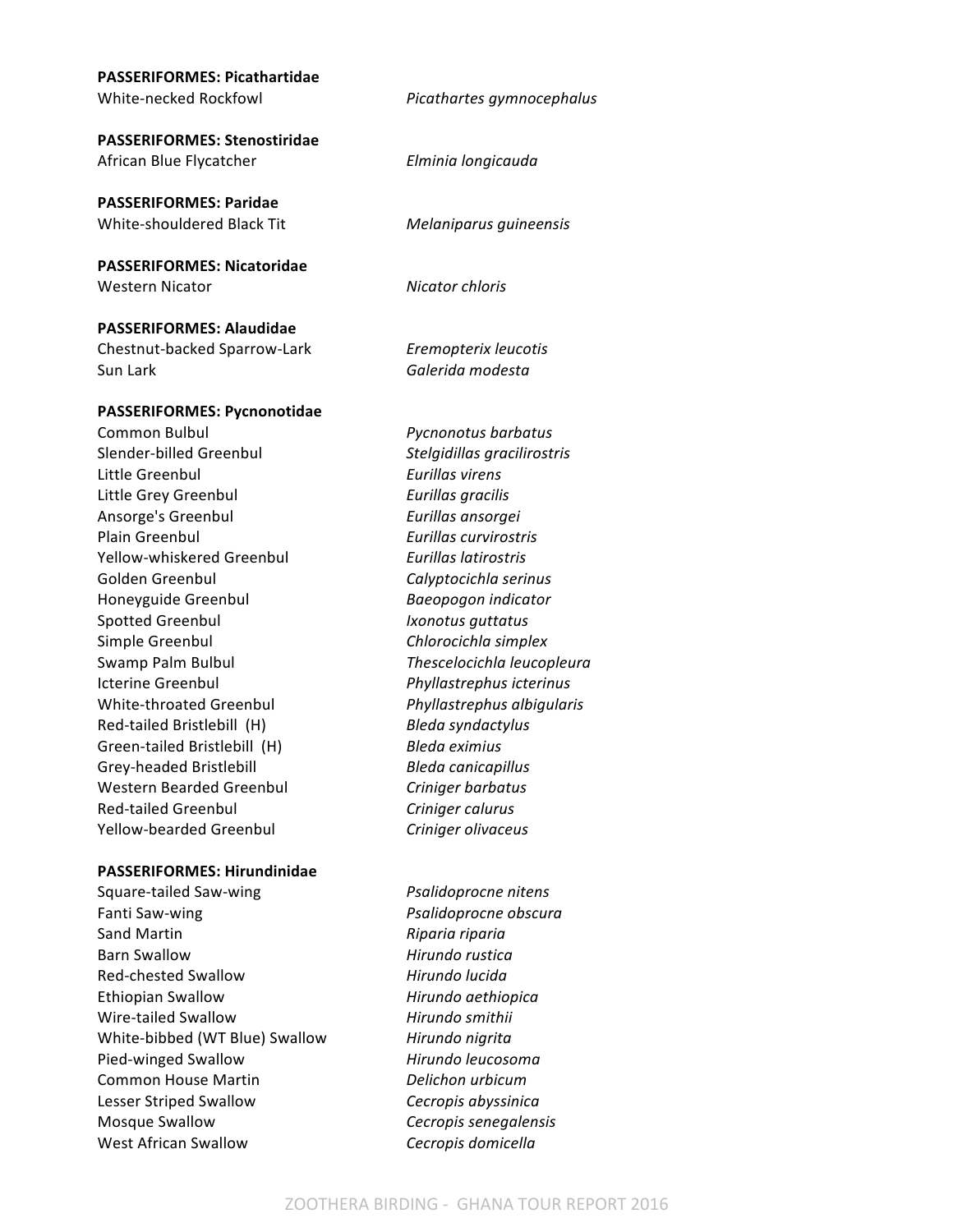**PASSERIFORMES: Picathartidae**

| | |
|---|---|
| White-necked Rockfowl | *Picathartes gymnocephalus* |

**PASSERIFORMES: Stenostiridae**

| | |
|---|---|
| African Blue Flycatcher | *Elminia longicauda* |

**PASSERIFORMES: Paridae**

| | |
|---|---|
| White-shouldered Black Tit | *Melaniparus guineensis* |

**PASSERIFORMES: Nicatoridae**

| | |
|---|---|
| Western Nicator | *Nicator chloris* |

**PASSERIFORMES: Alaudidae**

| | |
|---|---|
| Chestnut-backed Sparrow-Lark | *Eremopterix leucotis* |
| Sun Lark | *Galerida modesta* |

**PASSERIFORMES: Pycnonotidae**

| | |
|---|---|
| Common Bulbul | *Pycnonotus barbatus* |
| Slender-billed Greenbul | *Stelgidillas gracilirostris* |
| Little Greenbul | *Eurillas virens* |
| Little Grey Greenbul | *Eurillas gracilis* |
| Ansorge's Greenbul | *Eurillas ansorgei* |
| Plain Greenbul | *Eurillas curvirostris* |
| Yellow-whiskered Greenbul | *Eurillas latirostris* |
| Golden Greenbul | *Calyptocichla serinus* |
| Honeyguide Greenbul | *Baeopogon indicator* |
| Spotted Greenbul | *Ixonotus guttatus* |
| Simple Greenbul | *Chlorocichla simplex* |
| Swamp Palm Bulbul | *Thescelocichla leucopleura* |
| Icterine Greenbul | *Phyllastrephus icterinus* |
| White-throated Greenbul | *Phyllastrephus albigularis* |
| Red-tailed Bristlebill (H) | *Bleda syndactylus* |
| Green-tailed Bristlebill (H) | *Bleda eximius* |
| Grey-headed Bristlebill | *Bleda canicapillus* |
| Western Bearded Greenbul | *Criniger barbatus* |
| Red-tailed Greenbul | *Criniger calurus* |
| Yellow-bearded Greenbul | *Criniger olivaceus* |

**PASSERIFORMES: Hirundinidae**

| | |
|---|---|
| Square-tailed Saw-wing | *Psalidoprocne nitens* |
| Fanti Saw-wing | *Psalidoprocne obscura* |
| Sand Martin | *Riparia riparia* |
| Barn Swallow | *Hirundo rustica* |
| Red-chested Swallow | *Hirundo lucida* |
| Ethiopian Swallow | *Hirundo aethiopica* |
| Wire-tailed Swallow | *Hirundo smithii* |
| White-bibbed (WT Blue) Swallow | *Hirundo nigrita* |
| Pied-winged Swallow | *Hirundo leucosoma* |
| Common House Martin | *Delichon urbicum* |
| Lesser Striped Swallow | *Cecropis abyssinica* |
| Mosque Swallow | *Cecropis senegalensis* |
| West African Swallow | *Cecropis domicella* |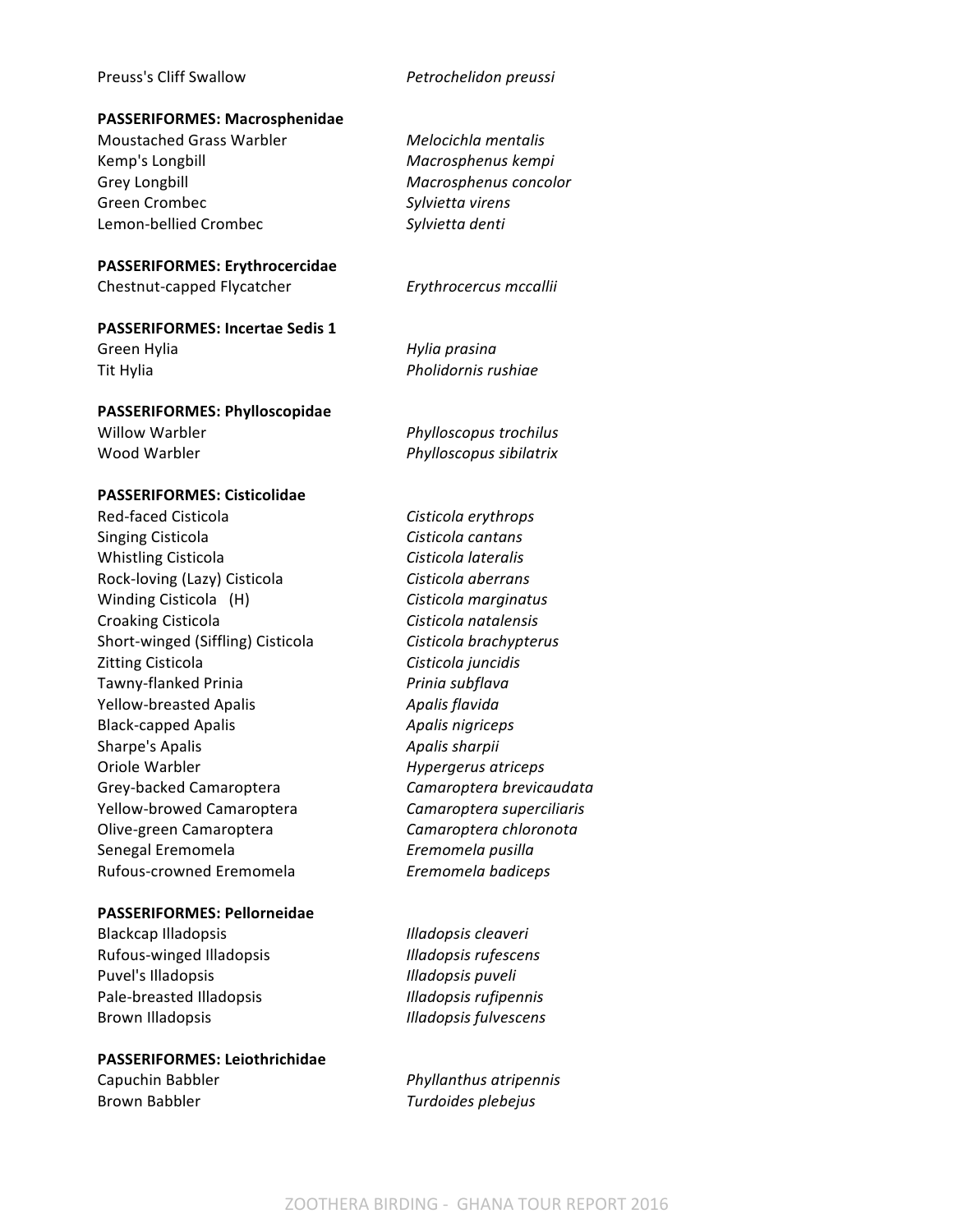| | |
|---|---|
| Preuss's Cliff Swallow | *Petrochelidon preussi* |

**PASSERIFORMES: Macrosphenidae**

| | |
|---|---|
| Moustached Grass Warbler | *Melocichla mentalis* |
| Kemp's Longbill | *Macrosphenus kempi* |
| Grey Longbill | *Macrosphenus concolor* |
| Green Crombec | *Sylvietta virens* |
| Lemon-bellied Crombec | *Sylvietta denti* |

**PASSERIFORMES: Erythrocercidae**

| | |
|---|---|
| Chestnut-capped Flycatcher | *Erythrocercus mccallii* |

**PASSERIFORMES: Incertae Sedis 1**

| | |
|---|---|
| Green Hylia | *Hylia prasina* |
| Tit Hylia | *Pholidornis rushiae* |

**PASSERIFORMES: Phylloscopidae**

| | |
|---|---|
| Willow Warbler | *Phylloscopus trochilus* |
| Wood Warbler | *Phylloscopus sibilatrix* |

**PASSERIFORMES: Cisticolidae**

| | |
|---|---|
| Red-faced Cisticola | *Cisticola erythrops* |
| Singing Cisticola | *Cisticola cantans* |
| Whistling Cisticola | *Cisticola lateralis* |
| Rock-loving (Lazy) Cisticola | *Cisticola aberrans* |
| Winding Cisticola (H) | *Cisticola marginatus* |
| Croaking Cisticola | *Cisticola natalensis* |
| Short-winged (Siffling) Cisticola | *Cisticola brachypterus* |
| Zitting Cisticola | *Cisticola juncidis* |
| Tawny-flanked Prinia | *Prinia subflava* |
| Yellow-breasted Apalis | *Apalis flavida* |
| Black-capped Apalis | *Apalis nigriceps* |
| Sharpe's Apalis | *Apalis sharpii* |
| Oriole Warbler | *Hypergerus atriceps* |
| Grey-backed Camaroptera | *Camaroptera brevicaudata* |
| Yellow-browed Camaroptera | *Camaroptera superciliaris* |
| Olive-green Camaroptera | *Camaroptera chloronota* |
| Senegal Eremomela | *Eremomela pusilla* |
| Rufous-crowned Eremomela | *Eremomela badiceps* |

**PASSERIFORMES: Pellorneidae**

| | |
|---|---|
| Blackcap Illadopsis | *Illadopsis cleaveri* |
| Rufous-winged Illadopsis | *Illadopsis rufescens* |
| Puvel's Illadopsis | *Illadopsis puveli* |
| Pale-breasted Illadopsis | *Illadopsis rufipennis* |
| Brown Illadopsis | *Illadopsis fulvescens* |

**PASSERIFORMES: Leiothrichidae**

| | |
|---|---|
| Capuchin Babbler | *Phyllanthus atripennis* |
| Brown Babbler | *Turdoides plebejus* |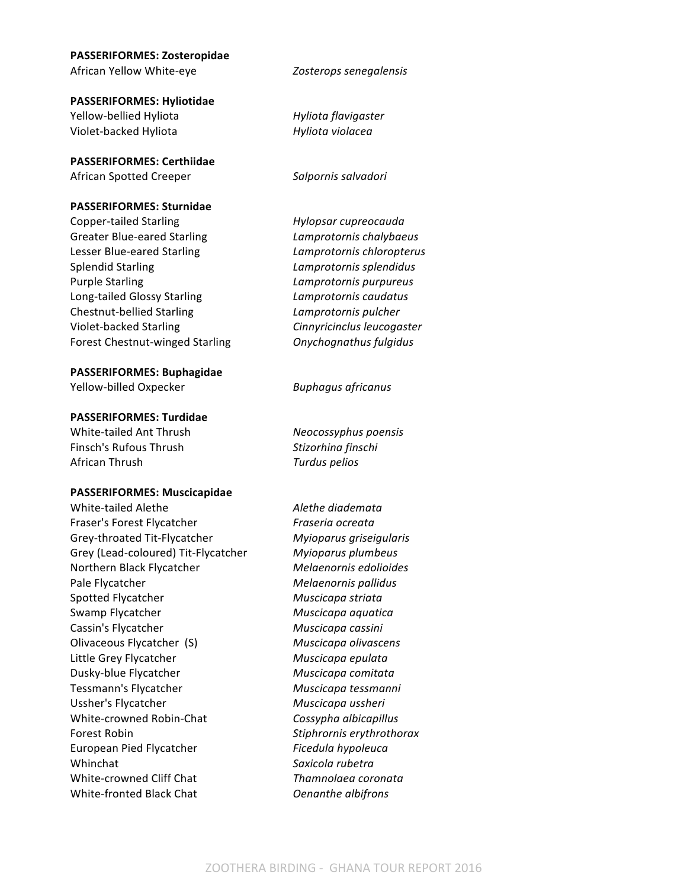**PASSERIFORMES: Zosteropidae**

| | |
|---|---|
| African Yellow White-eye | *Zosterops senegalensis* |

**PASSERIFORMES: Hyliotidae**

| | |
|---|---|
| Yellow-bellied Hyliota | *Hyliota flavigaster* |
| Violet-backed Hyliota | *Hyliota violacea* |

**PASSERIFORMES: Certhiidae**

| | |
|---|---|
| African Spotted Creeper | *Salpornis salvadori* |

**PASSERIFORMES: Sturnidae**

| | |
|---|---|
| Copper-tailed Starling | *Hylopsar cupreocauda* |
| Greater Blue-eared Starling | *Lamprotornis chalybaeus* |
| Lesser Blue-eared Starling | *Lamprotornis chloropterus* |
| Splendid Starling | *Lamprotornis splendidus* |
| Purple Starling | *Lamprotornis purpureus* |
| Long-tailed Glossy Starling | *Lamprotornis caudatus* |
| Chestnut-bellied Starling | *Lamprotornis pulcher* |
| Violet-backed Starling | *Cinnyricinclus leucogaster* |
| Forest Chestnut-winged Starling | *Onychognathus fulgidus* |

**PASSERIFORMES: Buphagidae**

| | |
|---|---|
| Yellow-billed Oxpecker | *Buphagus africanus* |

**PASSERIFORMES: Turdidae**

| | |
|---|---|
| White-tailed Ant Thrush | *Neocossyphus poensis* |
| Finsch's Rufous Thrush | *Stizorhina finschi* |
| African Thrush | *Turdus pelios* |

**PASSERIFORMES: Muscicapidae**

| | |
|---|---|
| White-tailed Alethe | *Alethe diademata* |
| Fraser's Forest Flycatcher | *Fraseria ocreata* |
| Grey-throated Tit-Flycatcher | *Myioparus griseigularis* |
| Grey (Lead-coloured) Tit-Flycatcher | *Myioparus plumbeus* |
| Northern Black Flycatcher | *Melaenornis edolioides* |
| Pale Flycatcher | *Melaenornis pallidus* |
| Spotted Flycatcher | *Muscicapa striata* |
| Swamp Flycatcher | *Muscicapa aquatica* |
| Cassin's Flycatcher | *Muscicapa cassini* |
| Olivaceous Flycatcher (S) | *Muscicapa olivascens* |
| Little Grey Flycatcher | *Muscicapa epulata* |
| Dusky-blue Flycatcher | *Muscicapa comitata* |
| Tessmann's Flycatcher | *Muscicapa tessmanni* |
| Ussher's Flycatcher | *Muscicapa ussheri* |
| White-crowned Robin-Chat | *Cossypha albicapillus* |
| Forest Robin | *Stiphrornis erythrothorax* |
| European Pied Flycatcher | *Ficedula hypoleuca* |
| Whinchat | *Saxicola rubetra* |
| White-crowned Cliff Chat | *Thamnolaea coronata* |
| White-fronted Black Chat | *Oenanthe albifrons* |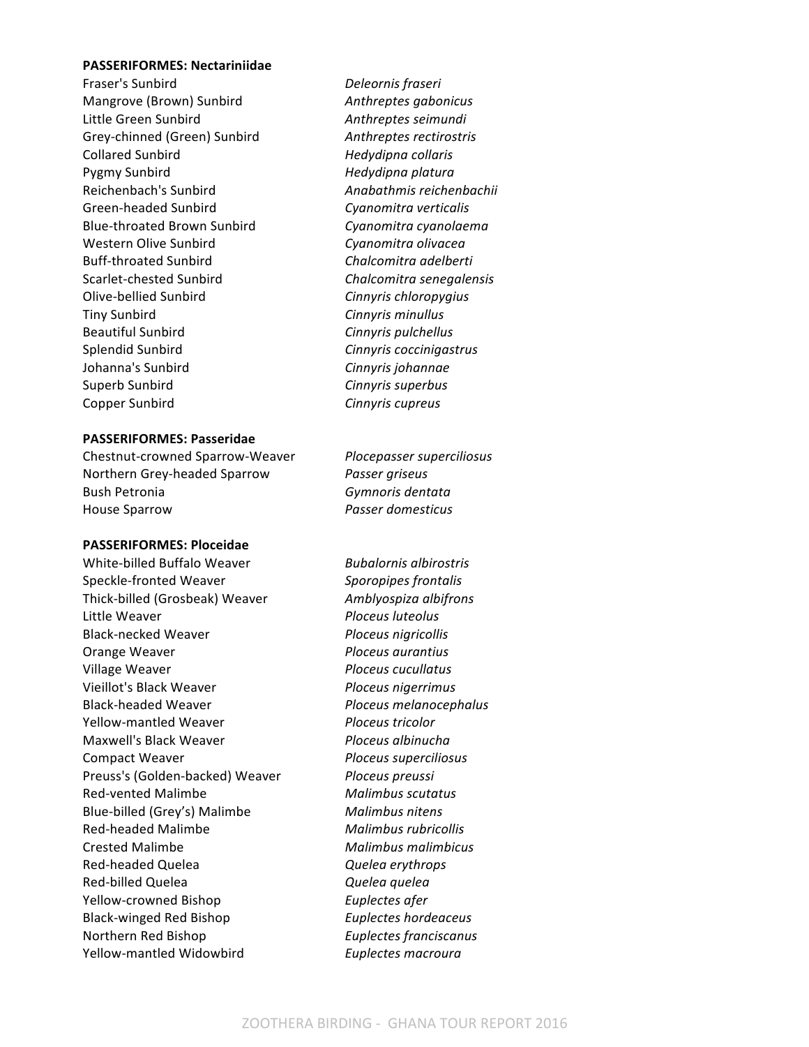**PASSERIFORMES: Nectariniidae**

| | |
|---|---|
| Fraser's Sunbird | *Deleornis fraseri* |
| Mangrove (Brown) Sunbird | *Anthreptes gabonicus* |
| Little Green Sunbird | *Anthreptes seimundi* |
| Grey-chinned (Green) Sunbird | *Anthreptes rectirostris* |
| Collared Sunbird | *Hedydipna collaris* |
| Pygmy Sunbird | *Hedydipna platura* |
| Reichenbach's Sunbird | *Anabathmis reichenbachii* |
| Green-headed Sunbird | *Cyanomitra verticalis* |
| Blue-throated Brown Sunbird | *Cyanomitra cyanolaema* |
| Western Olive Sunbird | *Cyanomitra olivacea* |
| Buff-throated Sunbird | *Chalcomitra adelberti* |
| Scarlet-chested Sunbird | *Chalcomitra senegalensis* |
| Olive-bellied Sunbird | *Cinnyris chloropygius* |
| Tiny Sunbird | *Cinnyris minullus* |
| Beautiful Sunbird | *Cinnyris pulchellus* |
| Splendid Sunbird | *Cinnyris coccinigastrus* |
| Johanna's Sunbird | *Cinnyris johannae* |
| Superb Sunbird | *Cinnyris superbus* |
| Copper Sunbird | *Cinnyris cupreus* |

**PASSERIFORMES: Passeridae**

| | |
|---|---|
| Chestnut-crowned Sparrow-Weaver | *Plocepasser superciliosus* |
| Northern Grey-headed Sparrow | *Passer griseus* |
| Bush Petronia | *Gymnoris dentata* |
| House Sparrow | *Passer domesticus* |

**PASSERIFORMES: Ploceidae**

| | |
|---|---|
| White-billed Buffalo Weaver | *Bubalornis albirostris* |
| Speckle-fronted Weaver | *Sporopipes frontalis* |
| Thick-billed (Grosbeak) Weaver | *Amblyospiza albifrons* |
| Little Weaver | *Ploceus luteolus* |
| Black-necked Weaver | *Ploceus nigricollis* |
| Orange Weaver | *Ploceus aurantius* |
| Village Weaver | *Ploceus cucullatus* |
| Vieillot's Black Weaver | *Ploceus nigerrimus* |
| Black-headed Weaver | *Ploceus melanocephalus* |
| Yellow-mantled Weaver | *Ploceus tricolor* |
| Maxwell's Black Weaver | *Ploceus albinucha* |
| Compact Weaver | *Ploceus superciliosus* |
| Preuss's (Golden-backed) Weaver | *Ploceus preussi* |
| Red-vented Malimbe | *Malimbus scutatus* |
| Blue-billed (Grey's) Malimbe | *Malimbus nitens* |
| Red-headed Malimbe | *Malimbus rubricollis* |
| Crested Malimbe | *Malimbus malimbicus* |
| Red-headed Quelea | *Quelea erythrops* |
| Red-billed Quelea | *Quelea quelea* |
| Yellow-crowned Bishop | *Euplectes afer* |
| Black-winged Red Bishop | *Euplectes hordeaceus* |
| Northern Red Bishop | *Euplectes franciscanus* |
| Yellow-mantled Widowbird | *Euplectes macroura* |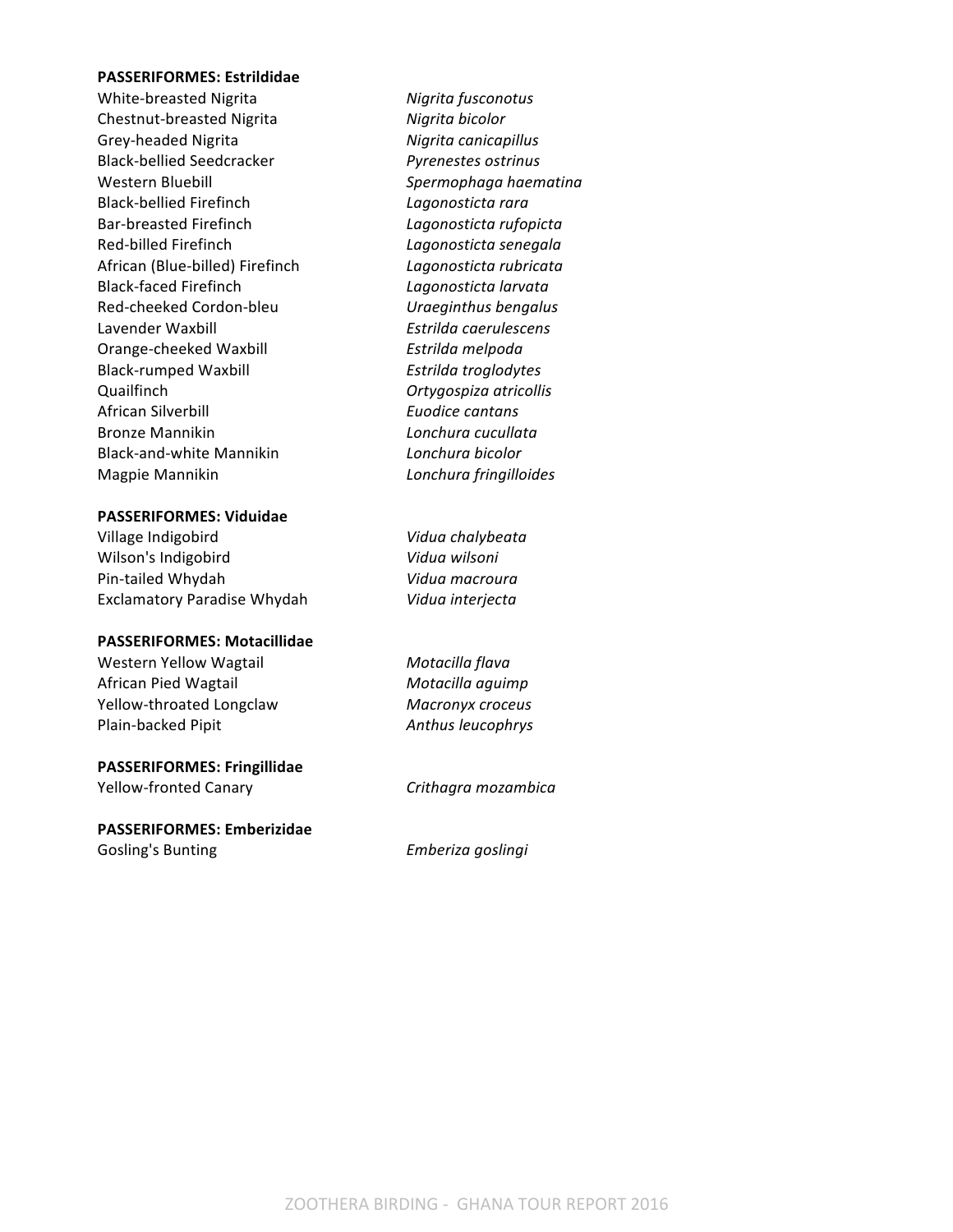**PASSERIFORMES: Estrildidae**

| | |
|---|---|
| White-breasted Nigrita | *Nigrita fusconotus* |
| Chestnut-breasted Nigrita | *Nigrita bicolor* |
| Grey-headed Nigrita | *Nigrita canicapillus* |
| Black-bellied Seedcracker | *Pyrenestes ostrinus* |
| Western Bluebill | *Spermophaga haematina* |
| Black-bellied Firefinch | *Lagonosticta rara* |
| Bar-breasted Firefinch | *Lagonosticta rufopicta* |
| Red-billed Firefinch | *Lagonosticta senegala* |
| African (Blue-billed) Firefinch | *Lagonosticta rubricata* |
| Black-faced Firefinch | *Lagonosticta larvata* |
| Red-cheeked Cordon-bleu | *Uraeginthus bengalus* |
| Lavender Waxbill | *Estrilda caerulescens* |
| Orange-cheeked Waxbill | *Estrilda melpoda* |
| Black-rumped Waxbill | *Estrilda troglodytes* |
| Quailfinch | *Ortygospiza atricollis* |
| African Silverbill | *Euodice cantans* |
| Bronze Mannikin | *Lonchura cucullata* |
| Black-and-white Mannikin | *Lonchura bicolor* |
| Magpie Mannikin | *Lonchura fringilloides* |

**PASSERIFORMES: Viduidae**

| | |
|---|---|
| Village Indigobird | *Vidua chalybeata* |
| Wilson's Indigobird | *Vidua wilsoni* |
| Pin-tailed Whydah | *Vidua macroura* |
| Exclamatory Paradise Whydah | *Vidua interjecta* |

**PASSERIFORMES: Motacillidae**

| | |
|---|---|
| Western Yellow Wagtail | *Motacilla flava* |
| African Pied Wagtail | *Motacilla aguimp* |
| Yellow-throated Longclaw | *Macronyx croceus* |
| Plain-backed Pipit | *Anthus leucophrys* |

**PASSERIFORMES: Fringillidae**

| | |
|---|---|
| Yellow-fronted Canary | *Crithagra mozambica* |

**PASSERIFORMES: Emberizidae**

| | |
|---|---|
| Gosling's Bunting | *Emberiza goslingi* |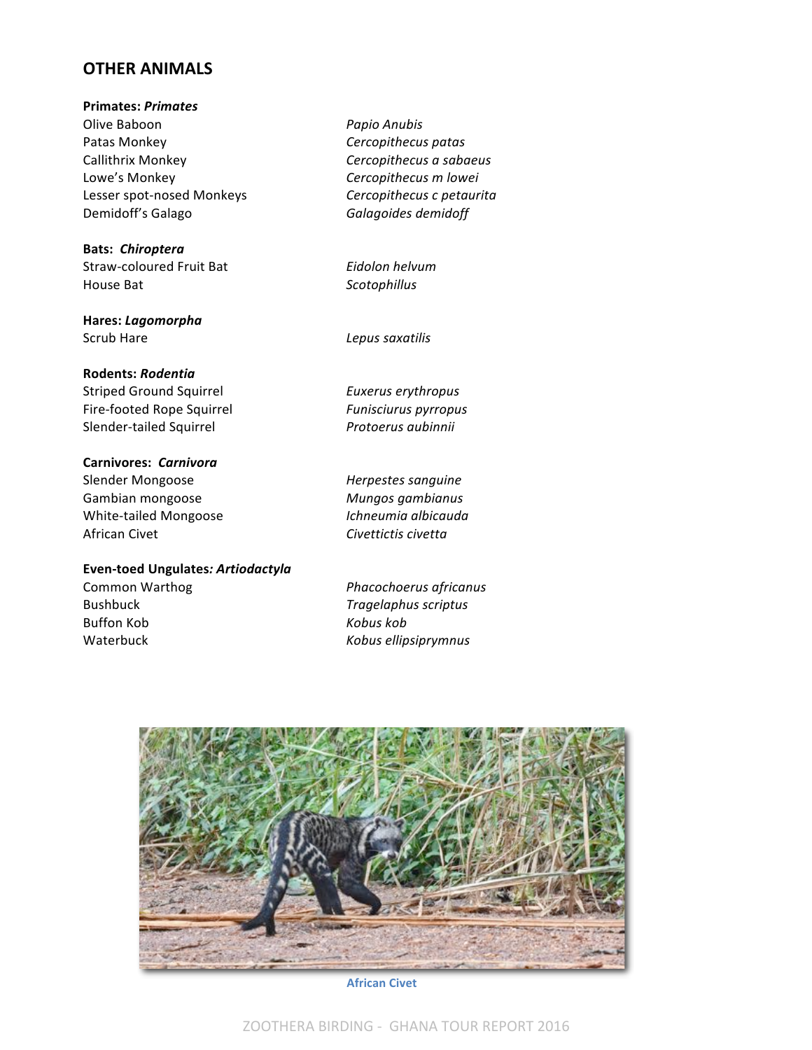## OTHER ANIMALS

**Primates: *Primates***

| | |
|---|---|
| Olive Baboon | *Papio Anubis* |
| Patas Monkey | *Cercopithecus patas* |
| Callithrix Monkey | *Cercopithecus a sabaeus* |
| Lowe's Monkey | *Cercopithecus m lowei* |
| Lesser spot-nosed Monkeys | *Cercopithecus c petaurita* |
| Demidoff's Galago | *Galagoides demidoff* |

**Bats: *Chiroptera***

| | |
|---|---|
| Straw-coloured Fruit Bat | *Eidolon helvum* |
| House Bat | *Scotophillus* |

**Hares: *Lagomorpha***

| | |
|---|---|
| Scrub Hare | *Lepus saxatilis* |

**Rodents: *Rodentia***

| | |
|---|---|
| Striped Ground Squirrel | *Euxerus erythropus* |
| Fire-footed Rope Squirrel | *Funisciurus pyrropus* |
| Slender-tailed Squirrel | *Protoerus aubinnii* |

**Carnivores: *Carnivora***

| | |
|---|---|
| Slender Mongoose | *Herpestes sanguine* |
| Gambian mongoose | *Mungos gambianus* |
| White-tailed Mongoose | *Ichneumia albicauda* |
| African Civet | *Civettictis civetta* |

**Even-toed Ungulates*: Artiodactyla***

| | |
|---|---|
| Common Warthog | *Phacochoerus africanus* |
| Bushbuck | *Tragelaphus scriptus* |
| Buffon Kob | *Kobus kob* |
| Waterbuck | *Kobus ellipsiprymnus* |

African Civet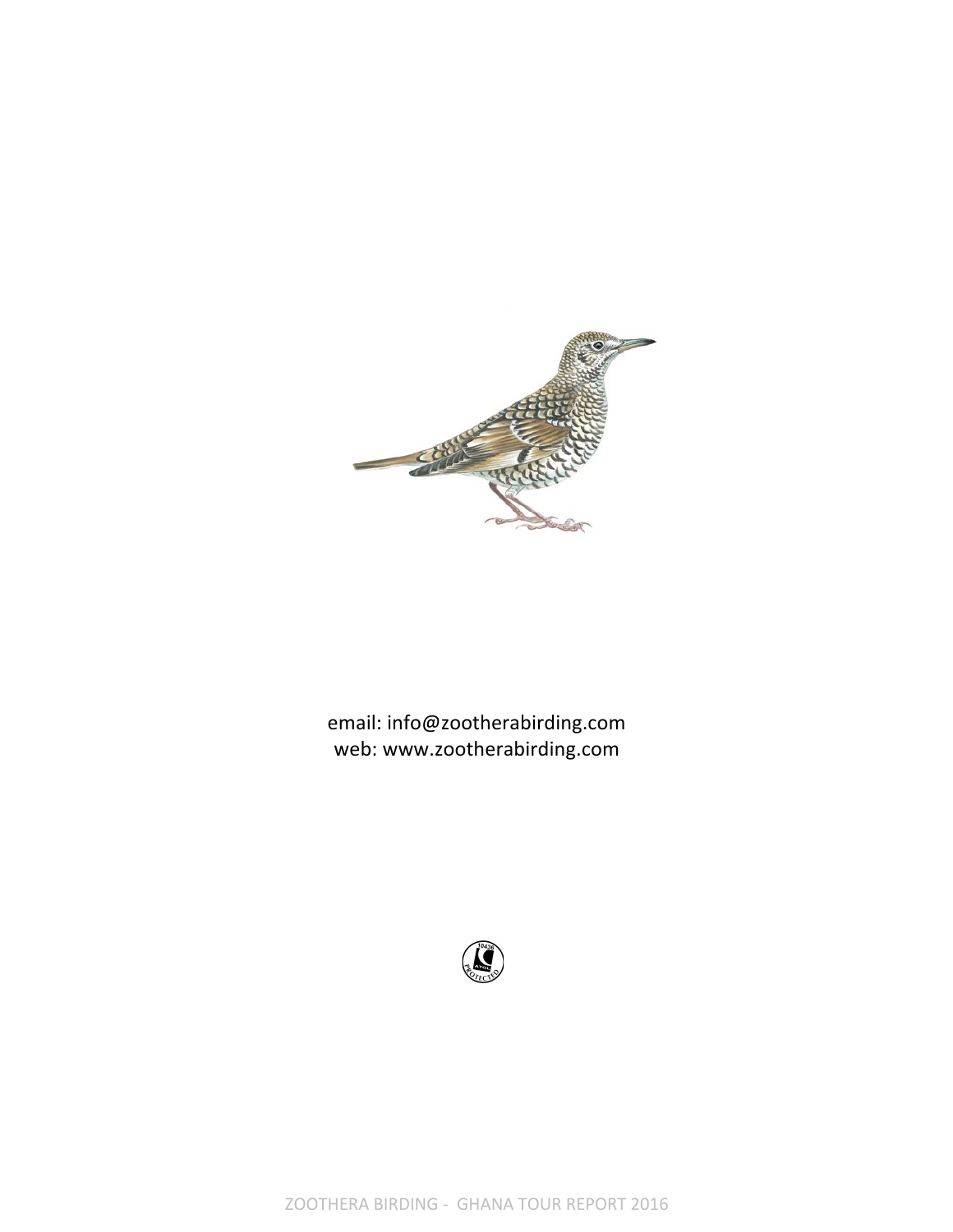email: info@zootherabirding.com
web: www.zootherabirding.com